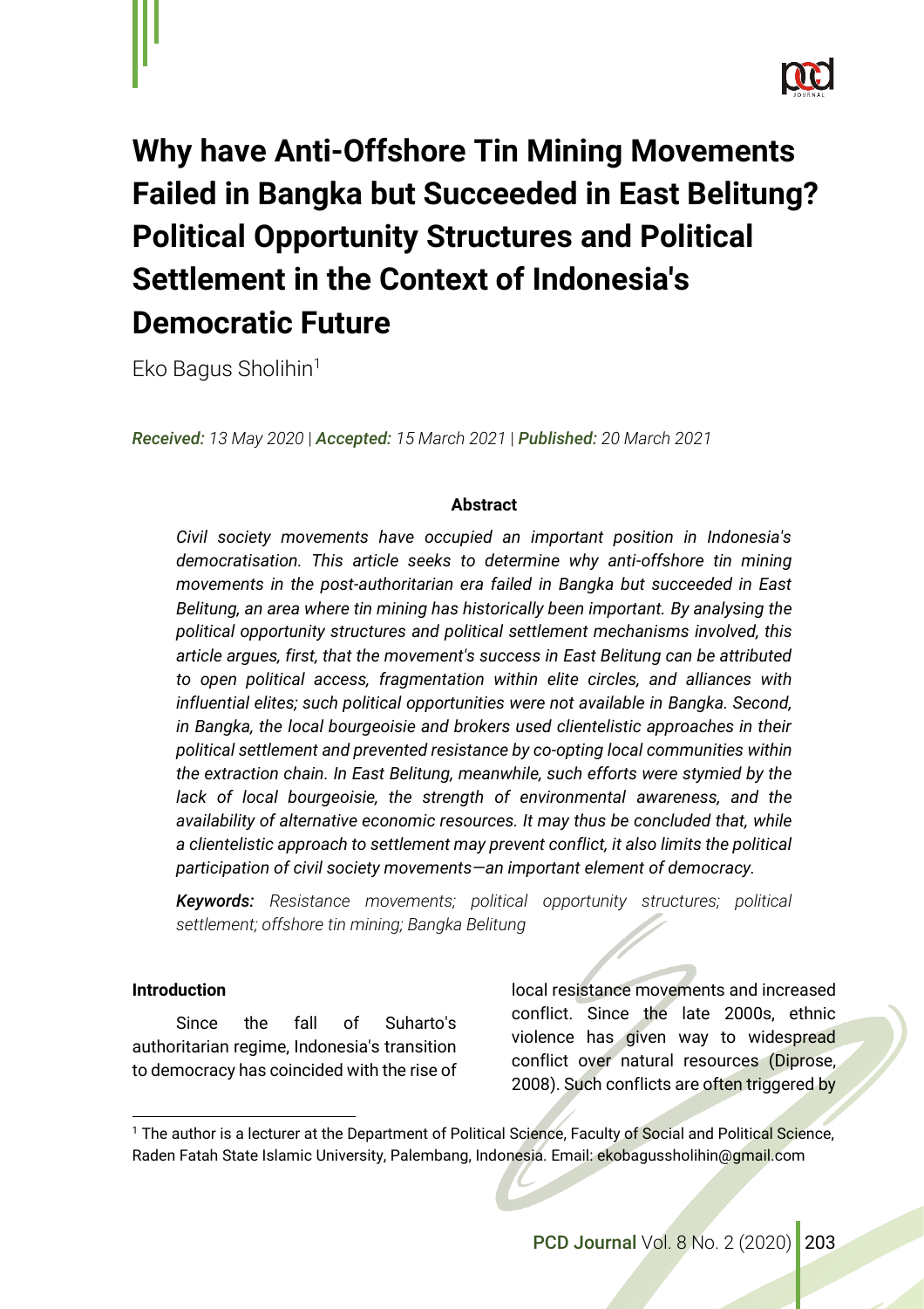# Why have Anti-Offshore Tin Mining Movements Failed in Bangka but Succeeded in East Belitung? Political Opportunity Structures and Political Settlement in the Context of Indonesia's Democratic Future

Eko Bagus Sholihin[1]

***Received:*** *13 May 2020 |* ***Accepted:*** *15 March 2021 |* ***Published:*** *20 March 2021*

**Abstract**

*Civil society movements have occupied an important position in Indonesia's democratisation. This article seeks to determine why anti-offshore tin mining movements in the post-authoritarian era failed in Bangka but succeeded in East Belitung, an area where tin mining has historically been important. By analysing the political opportunity structures and political settlement mechanisms involved, this article argues, first, that the movement's success in East Belitung can be attributed to open political access, fragmentation within elite circles, and alliances with influential elites; such political opportunities were not available in Bangka. Second, in Bangka, the local bourgeoisie and brokers used clientelistic approaches in their political settlement and prevented resistance by co-opting local communities within the extraction chain. In East Belitung, meanwhile, such efforts were stymied by the lack of local bourgeoisie, the strength of environmental awareness, and the availability of alternative economic resources. It may thus be concluded that, while a clientelistic approach to settlement may prevent conflict, it also limits the political participation of civil society movements—an important element of democracy.*

***Keywords:*** *Resistance movements; political opportunity structures; political settlement; offshore tin mining; Bangka Belitung*

**Introduction**

Since the fall of Suharto's authoritarian regime, Indonesia's transition to democracy has coincided with the rise of local resistance movements and increased conflict. Since the late 2000s, ethnic violence has given way to widespread conflict over natural resources (Diprose, 2008). Such conflicts are often triggered by

[1] The author is a lecturer at the Department of Political Science, Faculty of Social and Political Science, Raden Fatah State Islamic University, Palembang, Indonesia. Email: ekobagussholihin@gmail.com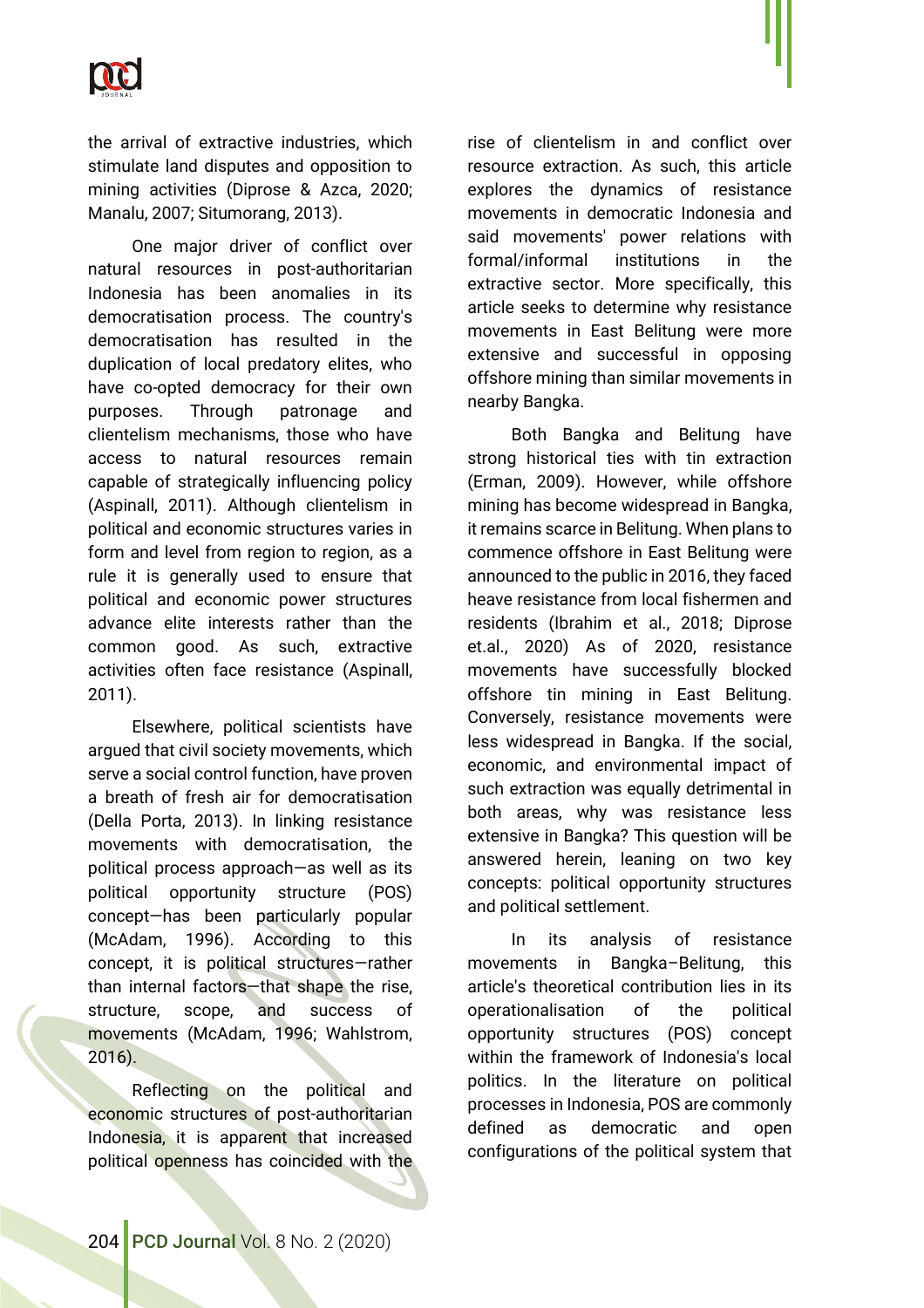the arrival of extractive industries, which stimulate land disputes and opposition to mining activities (Diprose & Azca, 2020; Manalu, 2007; Situmorang, 2013).

One major driver of conflict over natural resources in post-authoritarian Indonesia has been anomalies in its democratisation process. The country's democratisation has resulted in the duplication of local predatory elites, who have co-opted democracy for their own purposes. Through patronage and clientelism mechanisms, those who have access to natural resources remain capable of strategically influencing policy (Aspinall, 2011). Although clientelism in political and economic structures varies in form and level from region to region, as a rule it is generally used to ensure that political and economic power structures advance elite interests rather than the common good. As such, extractive activities often face resistance (Aspinall, 2011).

Elsewhere, political scientists have argued that civil society movements, which serve a social control function, have proven a breath of fresh air for democratisation (Della Porta, 2013). In linking resistance movements with democratisation, the political process approach—as well as its political opportunity structure (POS) concept—has been particularly popular (McAdam, 1996). According to this concept, it is political structures—rather than internal factors—that shape the rise, structure, scope, and success of movements (McAdam, 1996; Wahlstrom, 2016).

Reflecting on the political and economic structures of post-authoritarian Indonesia, it is apparent that increased political openness has coincided with the rise of clientelism in and conflict over resource extraction. As such, this article explores the dynamics of resistance movements in democratic Indonesia and said movements' power relations with formal/informal institutions in the extractive sector. More specifically, this article seeks to determine why resistance movements in East Belitung were more extensive and successful in opposing offshore mining than similar movements in nearby Bangka.

Both Bangka and Belitung have strong historical ties with tin extraction (Erman, 2009). However, while offshore mining has become widespread in Bangka, it remains scarce in Belitung. When plans to commence offshore in East Belitung were announced to the public in 2016, they faced heave resistance from local fishermen and residents (Ibrahim et al., 2018; Diprose et.al., 2020) As of 2020, resistance movements have successfully blocked offshore tin mining in East Belitung. Conversely, resistance movements were less widespread in Bangka. If the social, economic, and environmental impact of such extraction was equally detrimental in both areas, why was resistance less extensive in Bangka? This question will be answered herein, leaning on two key concepts: political opportunity structures and political settlement.

In its analysis of resistance movements in Bangka–Belitung, this article's theoretical contribution lies in its operationalisation of the political opportunity structures (POS) concept within the framework of Indonesia's local politics. In the literature on political processes in Indonesia, POS are commonly defined as democratic and open configurations of the political system that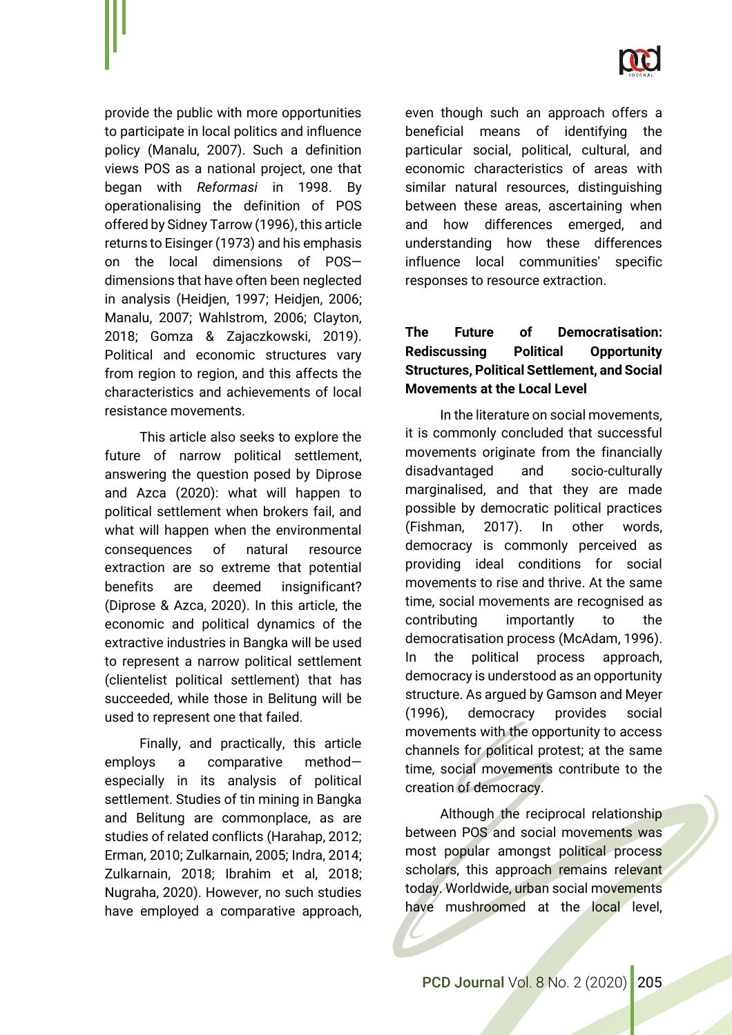provide the public with more opportunities to participate in local politics and influence policy (Manalu, 2007). Such a definition views POS as a national project, one that began with *Reformasi* in 1998. By operationalising the definition of POS offered by Sidney Tarrow (1996), this article returns to Eisinger (1973) and his emphasis on the local dimensions of POS—dimensions that have often been neglected in analysis (Heidjen, 1997; Heidjen, 2006; Manalu, 2007; Wahlstrom, 2006; Clayton, 2018; Gomza & Zajaczkowski, 2019). Political and economic structures vary from region to region, and this affects the characteristics and achievements of local resistance movements.

This article also seeks to explore the future of narrow political settlement, answering the question posed by Diprose and Azca (2020): what will happen to political settlement when brokers fail, and what will happen when the environmental consequences of natural resource extraction are so extreme that potential benefits are deemed insignificant? (Diprose & Azca, 2020). In this article, the economic and political dynamics of the extractive industries in Bangka will be used to represent a narrow political settlement (clientelist political settlement) that has succeeded, while those in Belitung will be used to represent one that failed.

Finally, and practically, this article employs a comparative method—especially in its analysis of political settlement. Studies of tin mining in Bangka and Belitung are commonplace, as are studies of related conflicts (Harahap, 2012; Erman, 2010; Zulkarnain, 2005; Indra, 2014; Zulkarnain, 2018; Ibrahim et al, 2018; Nugraha, 2020). However, no such studies have employed a comparative approach, even though such an approach offers a beneficial means of identifying the particular social, political, cultural, and economic characteristics of areas with similar natural resources, distinguishing between these areas, ascertaining when and how differences emerged, and understanding how these differences influence local communities' specific responses to resource extraction.

## The Future of Democratisation: Rediscussing Political Opportunity Structures, Political Settlement, and Social Movements at the Local Level

In the literature on social movements, it is commonly concluded that successful movements originate from the financially disadvantaged and socio-culturally marginalised, and that they are made possible by democratic political practices (Fishman, 2017). In other words, democracy is commonly perceived as providing ideal conditions for social movements to rise and thrive. At the same time, social movements are recognised as contributing importantly to the democratisation process (McAdam, 1996). In the political process approach, democracy is understood as an opportunity structure. As argued by Gamson and Meyer (1996), democracy provides social movements with the opportunity to access channels for political protest; at the same time, social movements contribute to the creation of democracy.

Although the reciprocal relationship between POS and social movements was most popular amongst political process scholars, this approach remains relevant today. Worldwide, urban social movements have mushroomed at the local level,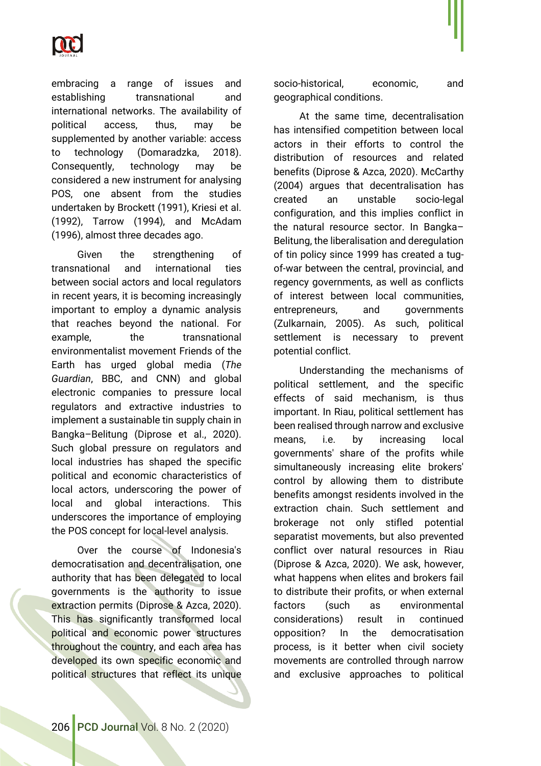embracing a range of issues and establishing transnational and international networks. The availability of political access, thus, may be supplemented by another variable: access to technology (Domaradzka, 2018). Consequently, technology may be considered a new instrument for analysing POS, one absent from the studies undertaken by Brockett (1991), Kriesi et al. (1992), Tarrow (1994), and McAdam (1996), almost three decades ago.

Given the strengthening of transnational and international ties between social actors and local regulators in recent years, it is becoming increasingly important to employ a dynamic analysis that reaches beyond the national. For example, the transnational environmentalist movement Friends of the Earth has urged global media (*The Guardian*, BBC, and CNN) and global electronic companies to pressure local regulators and extractive industries to implement a sustainable tin supply chain in Bangka–Belitung (Diprose et al., 2020). Such global pressure on regulators and local industries has shaped the specific political and economic characteristics of local actors, underscoring the power of local and global interactions. This underscores the importance of employing the POS concept for local-level analysis.

Over the course of Indonesia's democratisation and decentralisation, one authority that has been delegated to local governments is the authority to issue extraction permits (Diprose & Azca, 2020). This has significantly transformed local political and economic power structures throughout the country, and each area has developed its own specific economic and political structures that reflect its unique socio-historical, economic, and geographical conditions.

At the same time, decentralisation has intensified competition between local actors in their efforts to control the distribution of resources and related benefits (Diprose & Azca, 2020). McCarthy (2004) argues that decentralisation has created an unstable socio-legal configuration, and this implies conflict in the natural resource sector. In Bangka–Belitung, the liberalisation and deregulation of tin policy since 1999 has created a tug-of-war between the central, provincial, and regency governments, as well as conflicts of interest between local communities, entrepreneurs, and governments (Zulkarnain, 2005). As such, political settlement is necessary to prevent potential conflict.

Understanding the mechanisms of political settlement, and the specific effects of said mechanism, is thus important. In Riau, political settlement has been realised through narrow and exclusive means, i.e. by increasing local governments' share of the profits while simultaneously increasing elite brokers' control by allowing them to distribute benefits amongst residents involved in the extraction chain. Such settlement and brokerage not only stifled potential separatist movements, but also prevented conflict over natural resources in Riau (Diprose & Azca, 2020). We ask, however, what happens when elites and brokers fail to distribute their profits, or when external factors (such as environmental considerations) result in continued opposition? In the democratisation process, is it better when civil society movements are controlled through narrow and exclusive approaches to political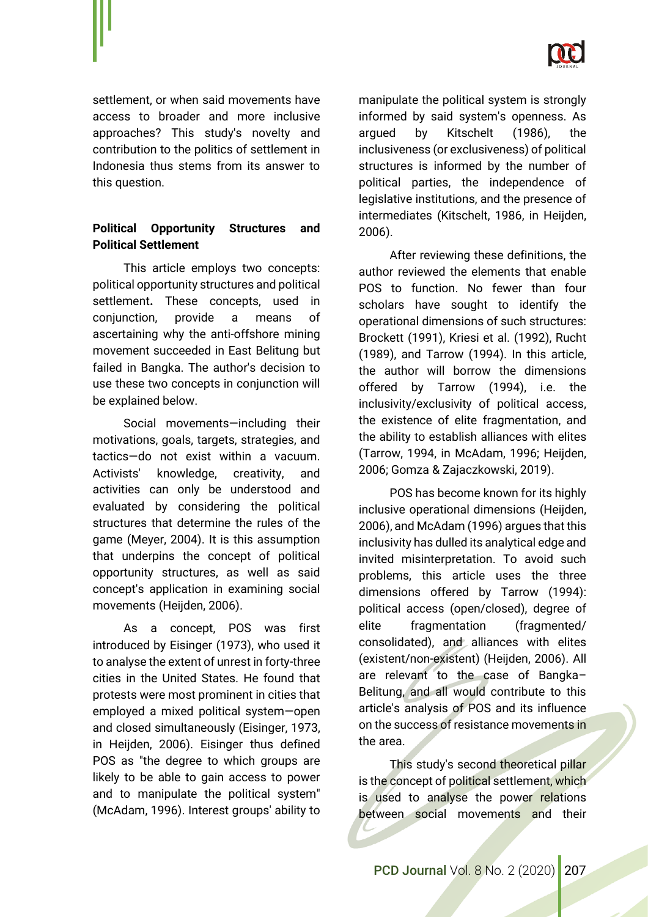settlement, or when said movements have access to broader and more inclusive approaches? This study's novelty and contribution to the politics of settlement in Indonesia thus stems from its answer to this question.

### Political Opportunity Structures and Political Settlement

This article employs two concepts: political opportunity structures and political settlement**.** These concepts, used in conjunction, provide a means of ascertaining why the anti-offshore mining movement succeeded in East Belitung but failed in Bangka. The author's decision to use these two concepts in conjunction will be explained below.

Social movements—including their motivations, goals, targets, strategies, and tactics—do not exist within a vacuum. Activists' knowledge, creativity, and activities can only be understood and evaluated by considering the political structures that determine the rules of the game (Meyer, 2004). It is this assumption that underpins the concept of political opportunity structures, as well as said concept's application in examining social movements (Heijden, 2006).

As a concept, POS was first introduced by Eisinger (1973), who used it to analyse the extent of unrest in forty-three cities in the United States. He found that protests were most prominent in cities that employed a mixed political system—open and closed simultaneously (Eisinger, 1973, in Heijden, 2006). Eisinger thus defined POS as "the degree to which groups are likely to be able to gain access to power and to manipulate the political system" (McAdam, 1996). Interest groups' ability to manipulate the political system is strongly informed by said system's openness. As argued by Kitschelt (1986), the inclusiveness (or exclusiveness) of political structures is informed by the number of political parties, the independence of legislative institutions, and the presence of intermediates (Kitschelt, 1986, in Heijden, 2006).

After reviewing these definitions, the author reviewed the elements that enable POS to function. No fewer than four scholars have sought to identify the operational dimensions of such structures: Brockett (1991), Kriesi et al. (1992), Rucht (1989), and Tarrow (1994). In this article, the author will borrow the dimensions offered by Tarrow (1994), i.e. the inclusivity/exclusivity of political access, the existence of elite fragmentation, and the ability to establish alliances with elites (Tarrow, 1994, in McAdam, 1996; Heijden, 2006; Gomza & Zajaczkowski, 2019).

POS has become known for its highly inclusive operational dimensions (Heijden, 2006), and McAdam (1996) argues that this inclusivity has dulled its analytical edge and invited misinterpretation. To avoid such problems, this article uses the three dimensions offered by Tarrow (1994): political access (open/closed), degree of elite fragmentation (fragmented/ consolidated), and alliances with elites (existent/non-existent) (Heijden, 2006). All are relevant to the case of Bangka–Belitung, and all would contribute to this article's analysis of POS and its influence on the success of resistance movements in the area.

This study's second theoretical pillar is the concept of political settlement, which is used to analyse the power relations between social movements and their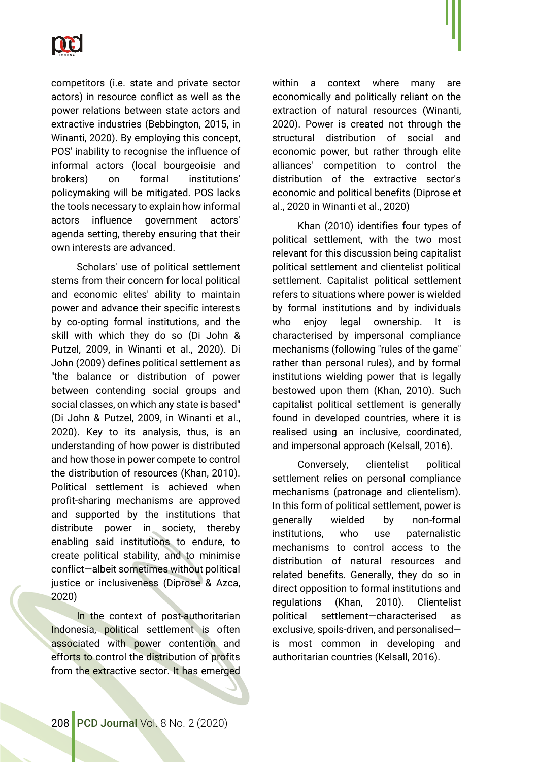competitors (i.e. state and private sector actors) in resource conflict as well as the power relations between state actors and extractive industries (Bebbington, 2015, in Winanti, 2020). By employing this concept, POS' inability to recognise the influence of informal actors (local bourgeoisie and brokers) on formal institutions' policymaking will be mitigated. POS lacks the tools necessary to explain how informal actors influence government actors' agenda setting, thereby ensuring that their own interests are advanced.

Scholars' use of political settlement stems from their concern for local political and economic elites' ability to maintain power and advance their specific interests by co-opting formal institutions, and the skill with which they do so (Di John & Putzel, 2009, in Winanti et al., 2020). Di John (2009) defines political settlement as "the balance or distribution of power between contending social groups and social classes, on which any state is based" (Di John & Putzel, 2009, in Winanti et al., 2020). Key to its analysis, thus, is an understanding of how power is distributed and how those in power compete to control the distribution of resources (Khan, 2010). Political settlement is achieved when profit-sharing mechanisms are approved and supported by the institutions that distribute power in society, thereby enabling said institutions to endure, to create political stability, and to minimise conflict—albeit sometimes without political justice or inclusiveness (Diprose & Azca, 2020)

In the context of post-authoritarian Indonesia, political settlement is often associated with power contention and efforts to control the distribution of profits from the extractive sector. It has emerged within a context where many are economically and politically reliant on the extraction of natural resources (Winanti, 2020). Power is created not through the structural distribution of social and economic power, but rather through elite alliances' competition to control the distribution of the extractive sector's economic and political benefits (Diprose et al., 2020 in Winanti et al., 2020)

Khan (2010) identifies four types of political settlement, with the two most relevant for this discussion being capitalist political settlement and clientelist political settlement. Capitalist political settlement refers to situations where power is wielded by formal institutions and by individuals who enjoy legal ownership. It is characterised by impersonal compliance mechanisms (following "rules of the game" rather than personal rules), and by formal institutions wielding power that is legally bestowed upon them (Khan, 2010). Such capitalist political settlement is generally found in developed countries, where it is realised using an inclusive, coordinated, and impersonal approach (Kelsall, 2016).

Conversely, clientelist political settlement relies on personal compliance mechanisms (patronage and clientelism). In this form of political settlement, power is generally wielded by non-formal institutions, who use paternalistic mechanisms to control access to the distribution of natural resources and related benefits. Generally, they do so in direct opposition to formal institutions and regulations (Khan, 2010). Clientelist political settlement—characterised as exclusive, spoils-driven, and personalised—is most common in developing and authoritarian countries (Kelsall, 2016).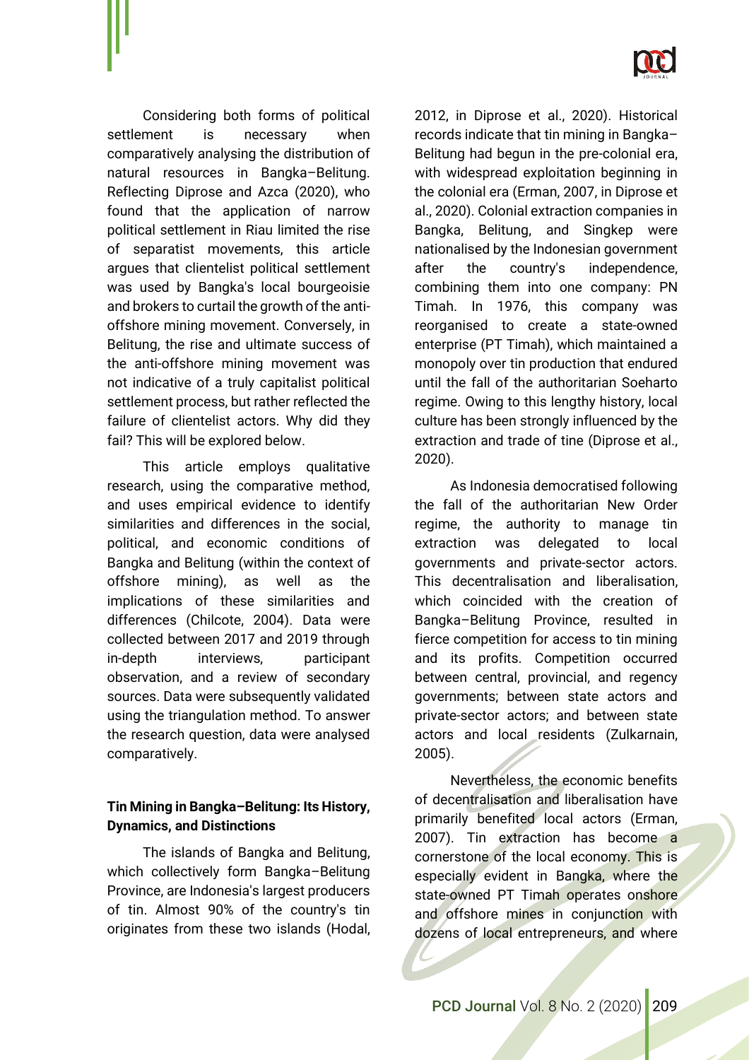Considering both forms of political settlement is necessary when comparatively analysing the distribution of natural resources in Bangka–Belitung. Reflecting Diprose and Azca (2020), who found that the application of narrow political settlement in Riau limited the rise of separatist movements, this article argues that clientelist political settlement was used by Bangka's local bourgeoisie and brokers to curtail the growth of the anti-offshore mining movement. Conversely, in Belitung, the rise and ultimate success of the anti-offshore mining movement was not indicative of a truly capitalist political settlement process, but rather reflected the failure of clientelist actors. Why did they fail? This will be explored below.

This article employs qualitative research, using the comparative method, and uses empirical evidence to identify similarities and differences in the social, political, and economic conditions of Bangka and Belitung (within the context of offshore mining), as well as the implications of these similarities and differences (Chilcote, 2004). Data were collected between 2017 and 2019 through in-depth interviews, participant observation, and a review of secondary sources. Data were subsequently validated using the triangulation method. To answer the research question, data were analysed comparatively.

## Tin Mining in Bangka–Belitung: Its History, Dynamics, and Distinctions

The islands of Bangka and Belitung, which collectively form Bangka–Belitung Province, are Indonesia's largest producers of tin. Almost 90% of the country's tin originates from these two islands (Hodal, 2012, in Diprose et al., 2020). Historical records indicate that tin mining in Bangka–Belitung had begun in the pre-colonial era, with widespread exploitation beginning in the colonial era (Erman, 2007, in Diprose et al., 2020). Colonial extraction companies in Bangka, Belitung, and Singkep were nationalised by the Indonesian government after the country's independence, combining them into one company: PN Timah. In 1976, this company was reorganised to create a state-owned enterprise (PT Timah), which maintained a monopoly over tin production that endured until the fall of the authoritarian Soeharto regime. Owing to this lengthy history, local culture has been strongly influenced by the extraction and trade of tine (Diprose et al., 2020).

As Indonesia democratised following the fall of the authoritarian New Order regime, the authority to manage tin extraction was delegated to local governments and private-sector actors. This decentralisation and liberalisation, which coincided with the creation of Bangka–Belitung Province, resulted in fierce competition for access to tin mining and its profits. Competition occurred between central, provincial, and regency governments; between state actors and private-sector actors; and between state actors and local residents (Zulkarnain, 2005).

Nevertheless, the economic benefits of decentralisation and liberalisation have primarily benefited local actors (Erman, 2007). Tin extraction has become a cornerstone of the local economy. This is especially evident in Bangka, where the state-owned PT Timah operates onshore and offshore mines in conjunction with dozens of local entrepreneurs, and where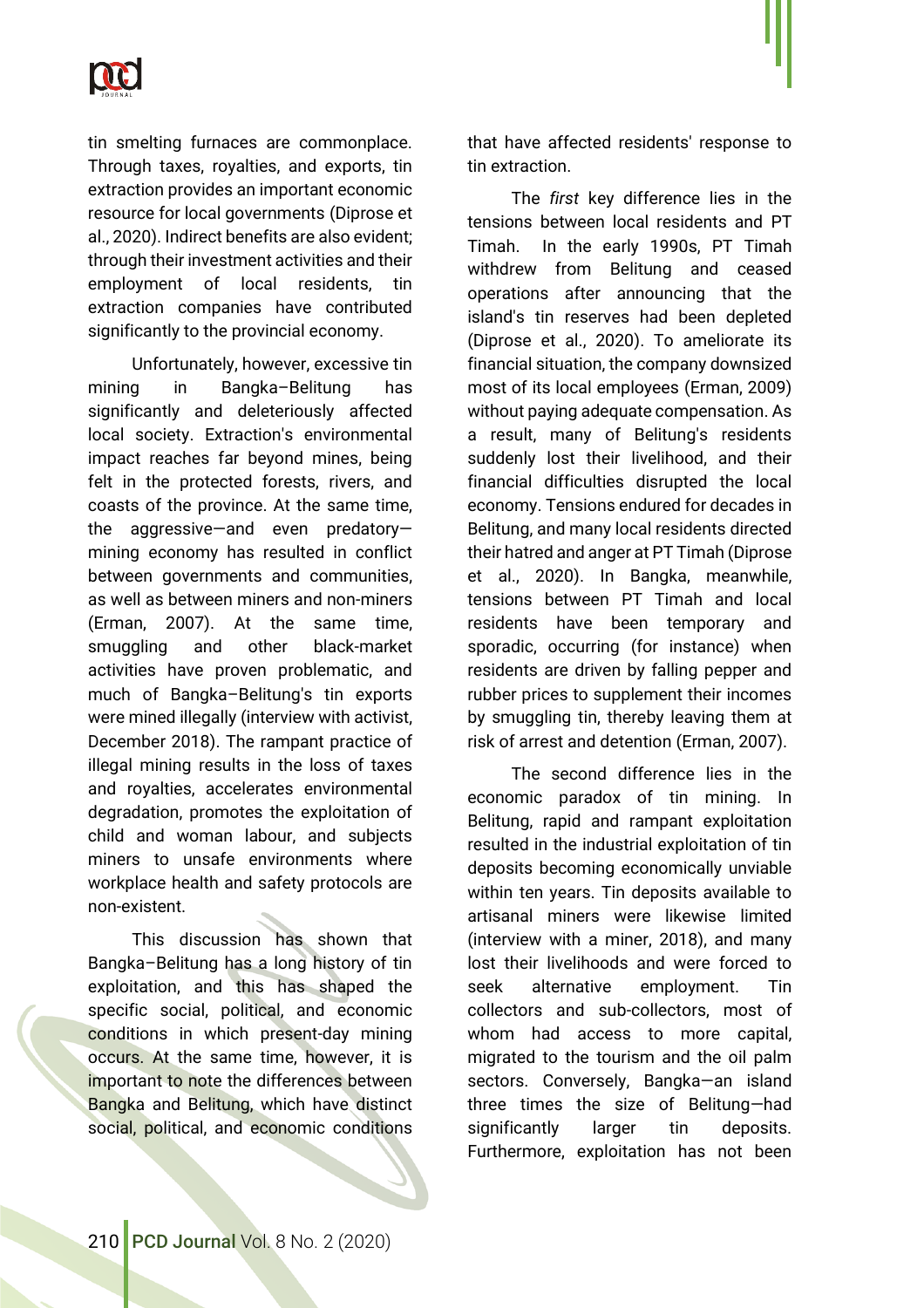tin smelting furnaces are commonplace. Through taxes, royalties, and exports, tin extraction provides an important economic resource for local governments (Diprose et al., 2020). Indirect benefits are also evident; through their investment activities and their employment of local residents, tin extraction companies have contributed significantly to the provincial economy.

Unfortunately, however, excessive tin mining in Bangka–Belitung has significantly and deleteriously affected local society. Extraction's environmental impact reaches far beyond mines, being felt in the protected forests, rivers, and coasts of the province. At the same time, the aggressive—and even predatory—mining economy has resulted in conflict between governments and communities, as well as between miners and non-miners (Erman, 2007). At the same time, smuggling and other black-market activities have proven problematic, and much of Bangka–Belitung's tin exports were mined illegally (interview with activist, December 2018). The rampant practice of illegal mining results in the loss of taxes and royalties, accelerates environmental degradation, promotes the exploitation of child and woman labour, and subjects miners to unsafe environments where workplace health and safety protocols are non-existent.

This discussion has shown that Bangka–Belitung has a long history of tin exploitation, and this has shaped the specific social, political, and economic conditions in which present-day mining occurs. At the same time, however, it is important to note the differences between Bangka and Belitung, which have distinct social, political, and economic conditions that have affected residents' response to tin extraction.

The *first* key difference lies in the tensions between local residents and PT Timah. In the early 1990s, PT Timah withdrew from Belitung and ceased operations after announcing that the island's tin reserves had been depleted (Diprose et al., 2020). To ameliorate its financial situation, the company downsized most of its local employees (Erman, 2009) without paying adequate compensation. As a result, many of Belitung's residents suddenly lost their livelihood, and their financial difficulties disrupted the local economy. Tensions endured for decades in Belitung, and many local residents directed their hatred and anger at PT Timah (Diprose et al., 2020). In Bangka, meanwhile, tensions between PT Timah and local residents have been temporary and sporadic, occurring (for instance) when residents are driven by falling pepper and rubber prices to supplement their incomes by smuggling tin, thereby leaving them at risk of arrest and detention (Erman, 2007).

The second difference lies in the economic paradox of tin mining. In Belitung, rapid and rampant exploitation resulted in the industrial exploitation of tin deposits becoming economically unviable within ten years. Tin deposits available to artisanal miners were likewise limited (interview with a miner, 2018), and many lost their livelihoods and were forced to seek alternative employment. Tin collectors and sub-collectors, most of whom had access to more capital, migrated to the tourism and the oil palm sectors. Conversely, Bangka—an island three times the size of Belitung—had significantly larger tin deposits. Furthermore, exploitation has not been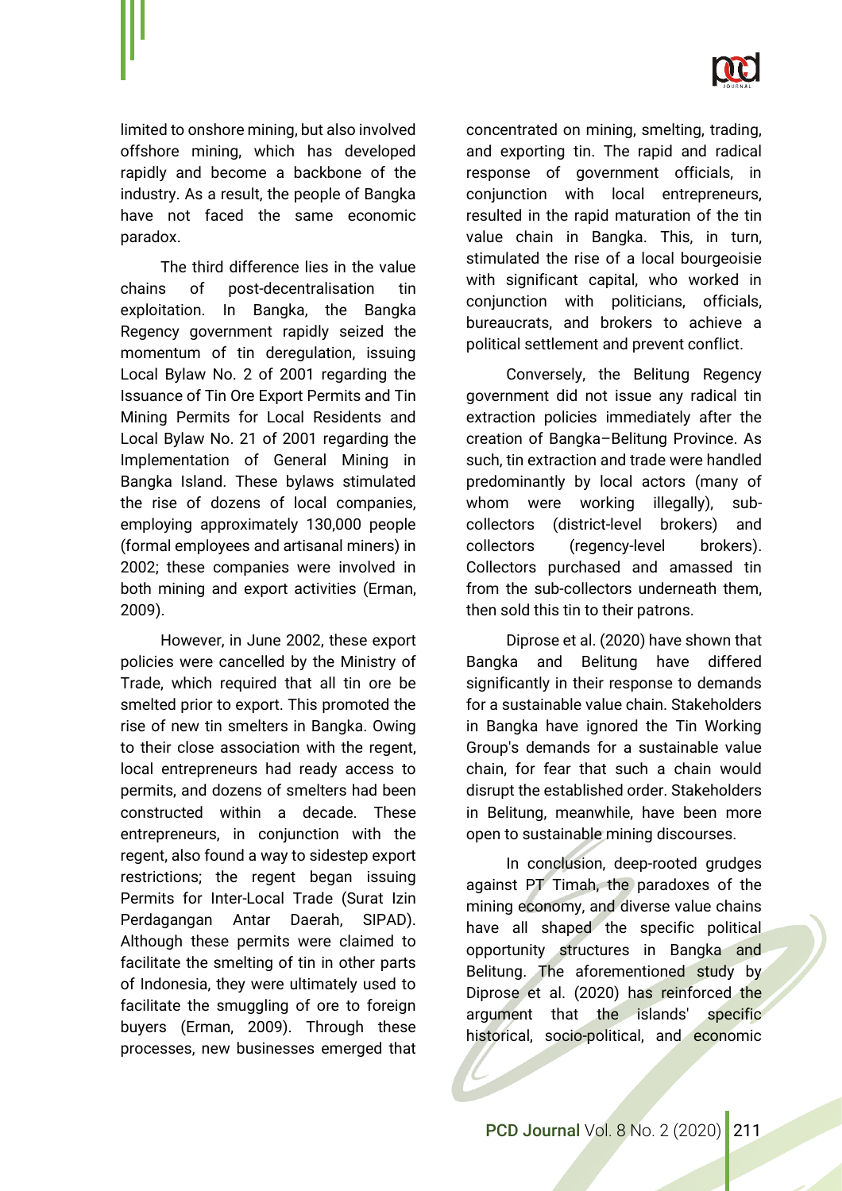limited to onshore mining, but also involved offshore mining, which has developed rapidly and become a backbone of the industry. As a result, the people of Bangka have not faced the same economic paradox.

The third difference lies in the value chains of post-decentralisation tin exploitation. In Bangka, the Bangka Regency government rapidly seized the momentum of tin deregulation, issuing Local Bylaw No. 2 of 2001 regarding the Issuance of Tin Ore Export Permits and Tin Mining Permits for Local Residents and Local Bylaw No. 21 of 2001 regarding the Implementation of General Mining in Bangka Island. These bylaws stimulated the rise of dozens of local companies, employing approximately 130,000 people (formal employees and artisanal miners) in 2002; these companies were involved in both mining and export activities (Erman, 2009).

However, in June 2002, these export policies were cancelled by the Ministry of Trade, which required that all tin ore be smelted prior to export. This promoted the rise of new tin smelters in Bangka. Owing to their close association with the regent, local entrepreneurs had ready access to permits, and dozens of smelters had been constructed within a decade. These entrepreneurs, in conjunction with the regent, also found a way to sidestep export restrictions; the regent began issuing Permits for Inter-Local Trade (Surat Izin Perdagangan Antar Daerah, SIPAD). Although these permits were claimed to facilitate the smelting of tin in other parts of Indonesia, they were ultimately used to facilitate the smuggling of ore to foreign buyers (Erman, 2009). Through these processes, new businesses emerged that concentrated on mining, smelting, trading, and exporting tin. The rapid and radical response of government officials, in conjunction with local entrepreneurs, resulted in the rapid maturation of the tin value chain in Bangka. This, in turn, stimulated the rise of a local bourgeoisie with significant capital, who worked in conjunction with politicians, officials, bureaucrats, and brokers to achieve a political settlement and prevent conflict.

Conversely, the Belitung Regency government did not issue any radical tin extraction policies immediately after the creation of Bangka–Belitung Province. As such, tin extraction and trade were handled predominantly by local actors (many of whom were working illegally), sub-collectors (district-level brokers) and collectors (regency-level brokers). Collectors purchased and amassed tin from the sub-collectors underneath them, then sold this tin to their patrons.

Diprose et al. (2020) have shown that Bangka and Belitung have differed significantly in their response to demands for a sustainable value chain. Stakeholders in Bangka have ignored the Tin Working Group's demands for a sustainable value chain, for fear that such a chain would disrupt the established order. Stakeholders in Belitung, meanwhile, have been more open to sustainable mining discourses.

In conclusion, deep-rooted grudges against PT Timah, the paradoxes of the mining economy, and diverse value chains have all shaped the specific political opportunity structures in Bangka and Belitung. The aforementioned study by Diprose et al. (2020) has reinforced the argument that the islands' specific historical, socio-political, and economic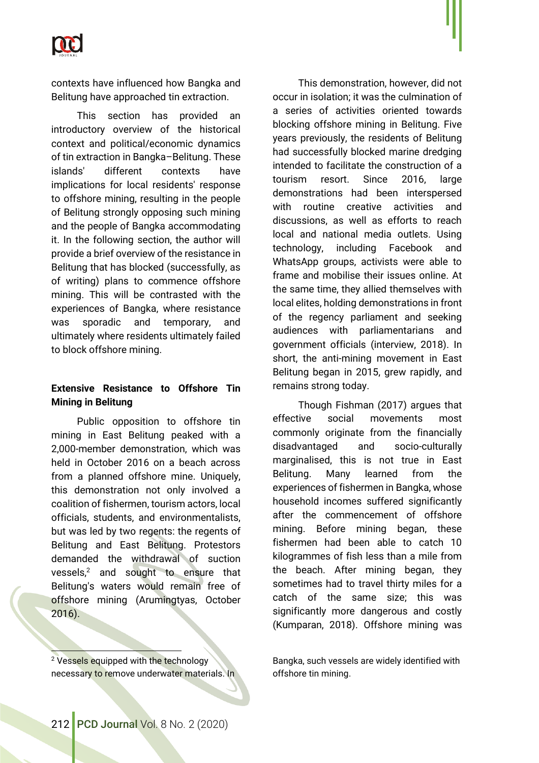contexts have influenced how Bangka and Belitung have approached tin extraction.

This section has provided an introductory overview of the historical context and political/economic dynamics of tin extraction in Bangka–Belitung. These islands' different contexts have implications for local residents' response to offshore mining, resulting in the people of Belitung strongly opposing such mining and the people of Bangka accommodating it. In the following section, the author will provide a brief overview of the resistance in Belitung that has blocked (successfully, as of writing) plans to commence offshore mining. This will be contrasted with the experiences of Bangka, where resistance was sporadic and temporary, and ultimately where residents ultimately failed to block offshore mining.

### Extensive Resistance to Offshore Tin Mining in Belitung

Public opposition to offshore tin mining in East Belitung peaked with a 2,000-member demonstration, which was held in October 2016 on a beach across from a planned offshore mine. Uniquely, this demonstration not only involved a coalition of fishermen, tourism actors, local officials, students, and environmentalists, but was led by two regents: the regents of Belitung and East Belitung. Protestors demanded the withdrawal of suction vessels,[2] and sought to ensure that Belitung's waters would remain free of offshore mining (Arumingtyas, October 2016).

This demonstration, however, did not occur in isolation; it was the culmination of a series of activities oriented towards blocking offshore mining in Belitung. Five years previously, the residents of Belitung had successfully blocked marine dredging intended to facilitate the construction of a tourism resort. Since 2016, large demonstrations had been interspersed with routine creative activities and discussions, as well as efforts to reach local and national media outlets. Using technology, including Facebook and WhatsApp groups, activists were able to frame and mobilise their issues online. At the same time, they allied themselves with local elites, holding demonstrations in front of the regency parliament and seeking audiences with parliamentarians and government officials (interview, 2018). In short, the anti-mining movement in East Belitung began in 2015, grew rapidly, and remains strong today.

Though Fishman (2017) argues that effective social movements most commonly originate from the financially disadvantaged and socio-culturally marginalised, this is not true in East Belitung. Many learned from the experiences of fishermen in Bangka, whose household incomes suffered significantly after the commencement of offshore mining. Before mining began, these fishermen had been able to catch 10 kilogrammes of fish less than a mile from the beach. After mining began, they sometimes had to travel thirty miles for a catch of the same size; this was significantly more dangerous and costly (Kumparan, 2018). Offshore mining was

---

[2] Vessels equipped with the technology necessary to remove underwater materials. In Bangka, such vessels are widely identified with offshore tin mining.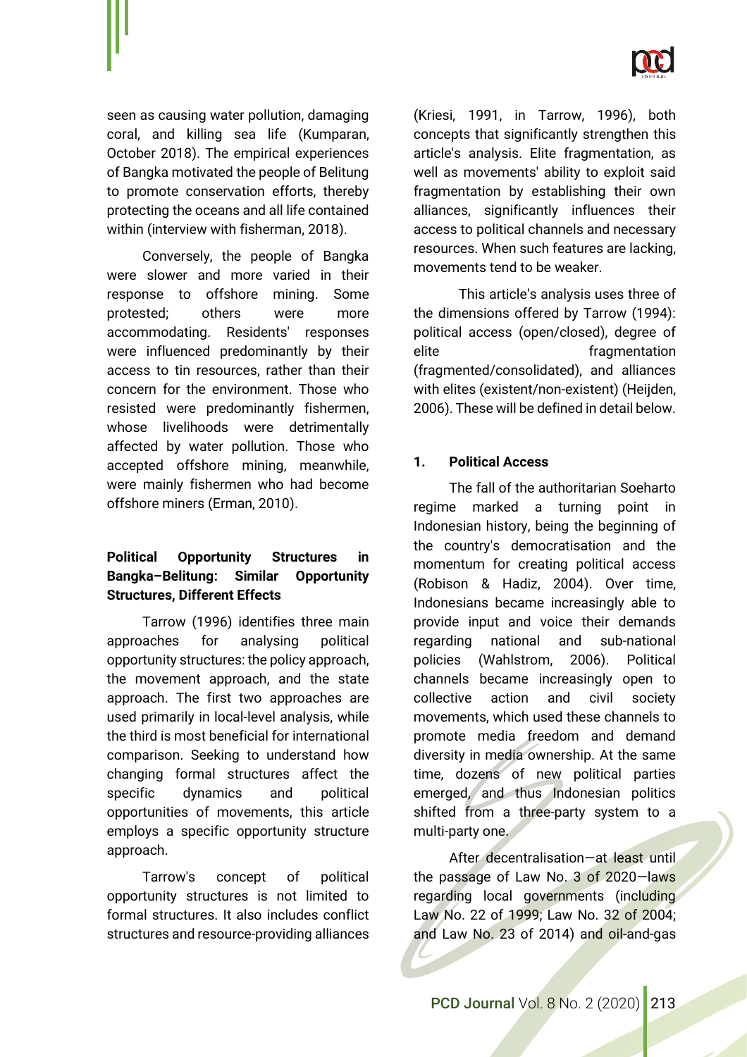seen as causing water pollution, damaging coral, and killing sea life (Kumparan, October 2018). The empirical experiences of Bangka motivated the people of Belitung to promote conservation efforts, thereby protecting the oceans and all life contained within (interview with fisherman, 2018).

Conversely, the people of Bangka were slower and more varied in their response to offshore mining. Some protested; others were more accommodating. Residents' responses were influenced predominantly by their access to tin resources, rather than their concern for the environment. Those who resisted were predominantly fishermen, whose livelihoods were detrimentally affected by water pollution. Those who accepted offshore mining, meanwhile, were mainly fishermen who had become offshore miners (Erman, 2010).

## Political Opportunity Structures in Bangka–Belitung: Similar Opportunity Structures, Different Effects

Tarrow (1996) identifies three main approaches for analysing political opportunity structures: the policy approach, the movement approach, and the state approach. The first two approaches are used primarily in local-level analysis, while the third is most beneficial for international comparison. Seeking to understand how changing formal structures affect the specific dynamics and political opportunities of movements, this article employs a specific opportunity structure approach.

Tarrow's concept of political opportunity structures is not limited to formal structures. It also includes conflict structures and resource-providing alliances (Kriesi, 1991, in Tarrow, 1996), both concepts that significantly strengthen this article's analysis. Elite fragmentation, as well as movements' ability to exploit said fragmentation by establishing their own alliances, significantly influences their access to political channels and necessary resources. When such features are lacking, movements tend to be weaker.

This article's analysis uses three of the dimensions offered by Tarrow (1994): political access (open/closed), degree of elite fragmentation (fragmented/consolidated), and alliances with elites (existent/non-existent) (Heijden, 2006). These will be defined in detail below.

### 1. Political Access

The fall of the authoritarian Soeharto regime marked a turning point in Indonesian history, being the beginning of the country's democratisation and the momentum for creating political access (Robison & Hadiz, 2004). Over time, Indonesians became increasingly able to provide input and voice their demands regarding national and sub-national policies (Wahlstrom, 2006). Political channels became increasingly open to collective action and civil society movements, which used these channels to promote media freedom and demand diversity in media ownership. At the same time, dozens of new political parties emerged, and thus Indonesian politics shifted from a three-party system to a multi-party one.

After decentralisation—at least until the passage of Law No. 3 of 2020—laws regarding local governments (including Law No. 22 of 1999; Law No. 32 of 2004; and Law No. 23 of 2014) and oil-and-gas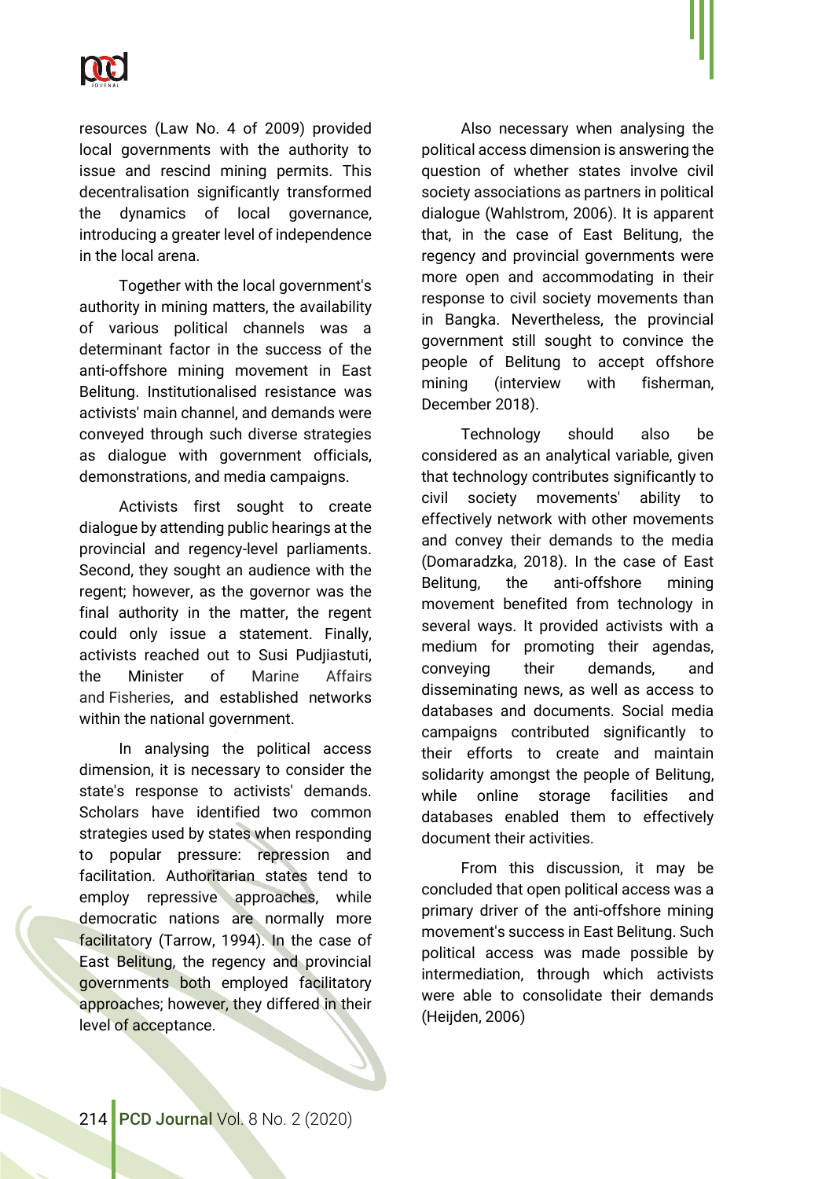resources (Law No. 4 of 2009) provided local governments with the authority to issue and rescind mining permits. This decentralisation significantly transformed the dynamics of local governance, introducing a greater level of independence in the local arena.

Together with the local government's authority in mining matters, the availability of various political channels was a determinant factor in the success of the anti-offshore mining movement in East Belitung. Institutionalised resistance was activists' main channel, and demands were conveyed through such diverse strategies as dialogue with government officials, demonstrations, and media campaigns.

Activists first sought to create dialogue by attending public hearings at the provincial and regency-level parliaments. Second, they sought an audience with the regent; however, as the governor was the final authority in the matter, the regent could only issue a statement. Finally, activists reached out to Susi Pudjiastuti, the Minister of Marine Affairs and Fisheries, and established networks within the national government.

In analysing the political access dimension, it is necessary to consider the state's response to activists' demands. Scholars have identified two common strategies used by states when responding to popular pressure: repression and facilitation. Authoritarian states tend to employ repressive approaches, while democratic nations are normally more facilitatory (Tarrow, 1994). In the case of East Belitung, the regency and provincial governments both employed facilitatory approaches; however, they differed in their level of acceptance.

Also necessary when analysing the political access dimension is answering the question of whether states involve civil society associations as partners in political dialogue (Wahlstrom, 2006). It is apparent that, in the case of East Belitung, the regency and provincial governments were more open and accommodating in their response to civil society movements than in Bangka. Nevertheless, the provincial government still sought to convince the people of Belitung to accept offshore mining (interview with fisherman, December 2018).

Technology should also be considered as an analytical variable, given that technology contributes significantly to civil society movements' ability to effectively network with other movements and convey their demands to the media (Domaradzka, 2018). In the case of East Belitung, the anti-offshore mining movement benefited from technology in several ways. It provided activists with a medium for promoting their agendas, conveying their demands, and disseminating news, as well as access to databases and documents. Social media campaigns contributed significantly to their efforts to create and maintain solidarity amongst the people of Belitung, while online storage facilities and databases enabled them to effectively document their activities.

From this discussion, it may be concluded that open political access was a primary driver of the anti-offshore mining movement's success in East Belitung. Such political access was made possible by intermediation, through which activists were able to consolidate their demands (Heijden, 2006)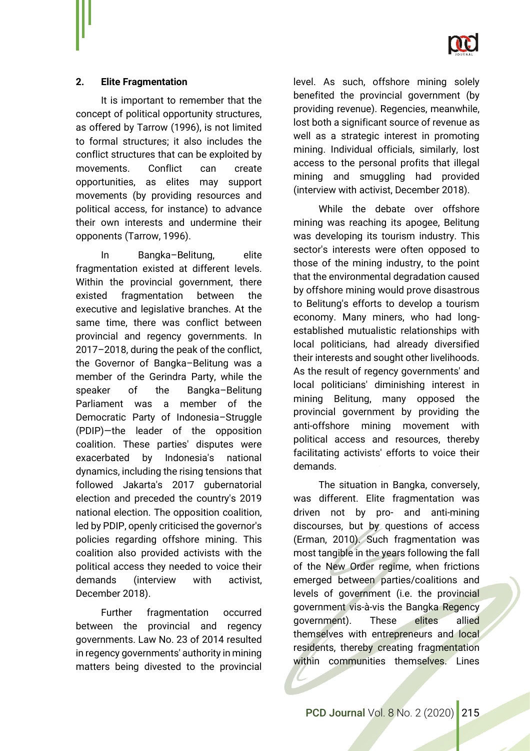### 2. Elite Fragmentation

It is important to remember that the concept of political opportunity structures, as offered by Tarrow (1996), is not limited to formal structures; it also includes the conflict structures that can be exploited by movements. Conflict can create opportunities, as elites may support movements (by providing resources and political access, for instance) to advance their own interests and undermine their opponents (Tarrow, 1996).

In Bangka–Belitung, elite fragmentation existed at different levels. Within the provincial government, there existed fragmentation between the executive and legislative branches. At the same time, there was conflict between provincial and regency governments. In 2017–2018, during the peak of the conflict, the Governor of Bangka–Belitung was a member of the Gerindra Party, while the speaker of the Bangka–Belitung Parliament was a member of the Democratic Party of Indonesia–Struggle (PDIP)—the leader of the opposition coalition. These parties' disputes were exacerbated by Indonesia's national dynamics, including the rising tensions that followed Jakarta's 2017 gubernatorial election and preceded the country's 2019 national election. The opposition coalition, led by PDIP, openly criticised the governor's policies regarding offshore mining. This coalition also provided activists with the political access they needed to voice their demands (interview with activist, December 2018).

Further fragmentation occurred between the provincial and regency governments. Law No. 23 of 2014 resulted in regency governments' authority in mining matters being divested to the provincial level. As such, offshore mining solely benefited the provincial government (by providing revenue). Regencies, meanwhile, lost both a significant source of revenue as well as a strategic interest in promoting mining. Individual officials, similarly, lost access to the personal profits that illegal mining and smuggling had provided (interview with activist, December 2018).

While the debate over offshore mining was reaching its apogee, Belitung was developing its tourism industry. This sector's interests were often opposed to those of the mining industry, to the point that the environmental degradation caused by offshore mining would prove disastrous to Belitung's efforts to develop a tourism economy. Many miners, who had long-established mutualistic relationships with local politicians, had already diversified their interests and sought other livelihoods. As the result of regency governments' and local politicians' diminishing interest in mining Belitung, many opposed the provincial government by providing the anti-offshore mining movement with political access and resources, thereby facilitating activists' efforts to voice their demands.

The situation in Bangka, conversely, was different. Elite fragmentation was driven not by pro- and anti-mining discourses, but by questions of access (Erman, 2010). Such fragmentation was most tangible in the years following the fall of the New Order regime, when frictions emerged between parties/coalitions and levels of government (i.e. the provincial government vis-à-vis the Bangka Regency government). These elites allied themselves with entrepreneurs and local residents, thereby creating fragmentation within communities themselves. Lines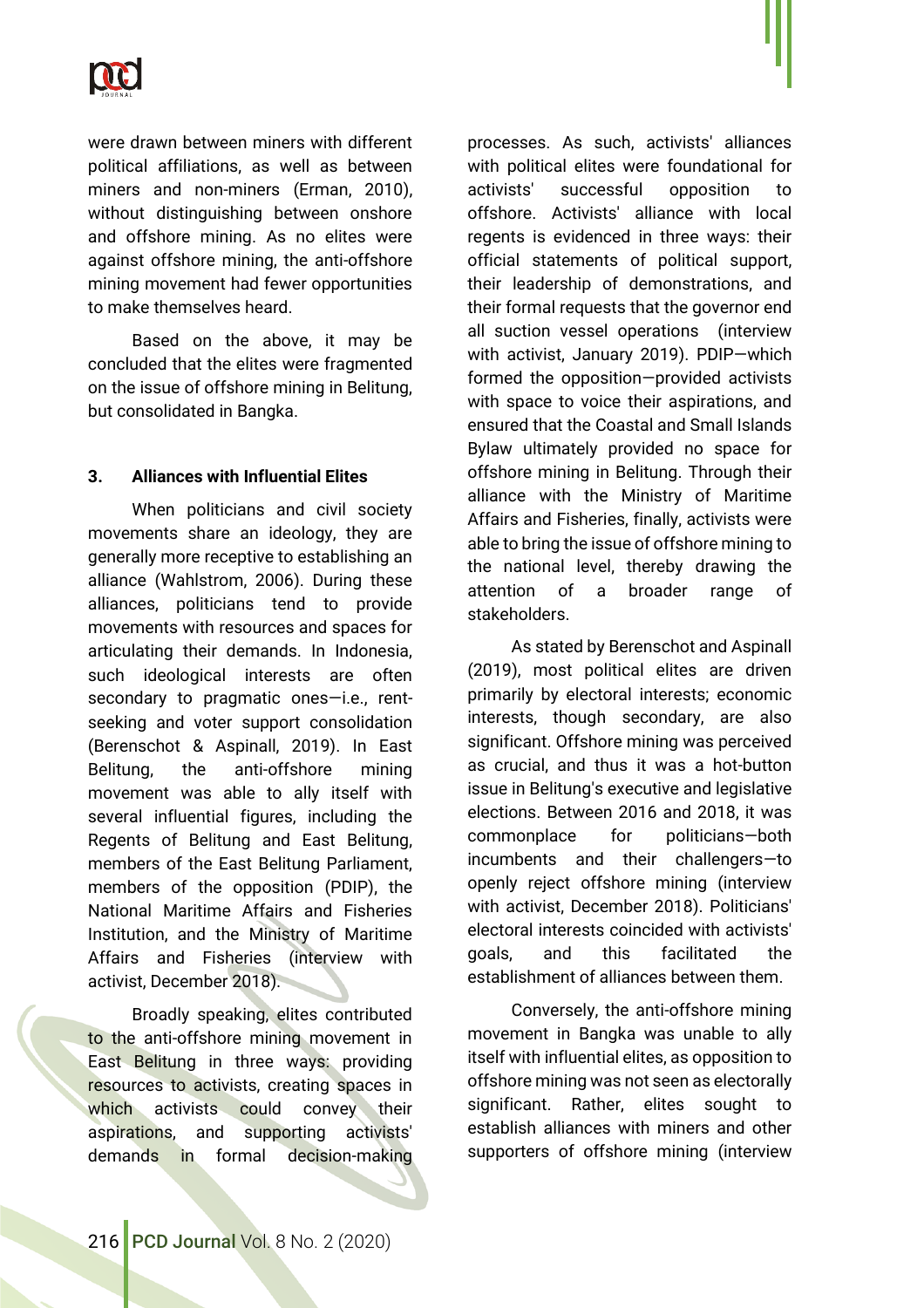were drawn between miners with different political affiliations, as well as between miners and non-miners (Erman, 2010), without distinguishing between onshore and offshore mining. As no elites were against offshore mining, the anti-offshore mining movement had fewer opportunities to make themselves heard.

Based on the above, it may be concluded that the elites were fragmented on the issue of offshore mining in Belitung, but consolidated in Bangka.

### 3. Alliances with Influential Elites

When politicians and civil society movements share an ideology, they are generally more receptive to establishing an alliance (Wahlstrom, 2006). During these alliances, politicians tend to provide movements with resources and spaces for articulating their demands. In Indonesia, such ideological interests are often secondary to pragmatic ones—i.e., rent-seeking and voter support consolidation (Berenschot & Aspinall, 2019). In East Belitung, the anti-offshore mining movement was able to ally itself with several influential figures, including the Regents of Belitung and East Belitung, members of the East Belitung Parliament, members of the opposition (PDIP), the National Maritime Affairs and Fisheries Institution, and the Ministry of Maritime Affairs and Fisheries (interview with activist, December 2018).

Broadly speaking, elites contributed to the anti-offshore mining movement in East Belitung in three ways: providing resources to activists, creating spaces in which activists could convey their aspirations, and supporting activists' demands in formal decision-making processes. As such, activists' alliances with political elites were foundational for activists' successful opposition to offshore. Activists' alliance with local regents is evidenced in three ways: their official statements of political support, their leadership of demonstrations, and their formal requests that the governor end all suction vessel operations (interview with activist, January 2019). PDIP—which formed the opposition—provided activists with space to voice their aspirations, and ensured that the Coastal and Small Islands Bylaw ultimately provided no space for offshore mining in Belitung. Through their alliance with the Ministry of Maritime Affairs and Fisheries, finally, activists were able to bring the issue of offshore mining to the national level, thereby drawing the attention of a broader range of stakeholders.

As stated by Berenschot and Aspinall (2019), most political elites are driven primarily by electoral interests; economic interests, though secondary, are also significant. Offshore mining was perceived as crucial, and thus it was a hot-button issue in Belitung's executive and legislative elections. Between 2016 and 2018, it was commonplace for politicians—both incumbents and their challengers—to openly reject offshore mining (interview with activist, December 2018). Politicians' electoral interests coincided with activists' goals, and this facilitated the establishment of alliances between them.

Conversely, the anti-offshore mining movement in Bangka was unable to ally itself with influential elites, as opposition to offshore mining was not seen as electorally significant. Rather, elites sought to establish alliances with miners and other supporters of offshore mining (interview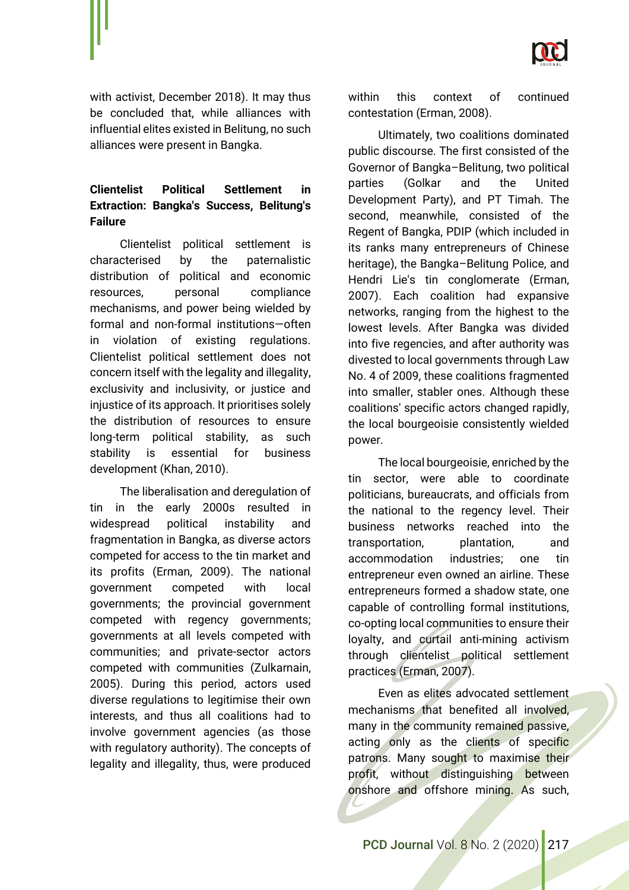with activist, December 2018). It may thus be concluded that, while alliances with influential elites existed in Belitung, no such alliances were present in Bangka.

### Clientelist Political Settlement in Extraction: Bangka's Success, Belitung's Failure

Clientelist political settlement is characterised by the paternalistic distribution of political and economic resources, personal compliance mechanisms, and power being wielded by formal and non-formal institutions—often in violation of existing regulations. Clientelist political settlement does not concern itself with the legality and illegality, exclusivity and inclusivity, or justice and injustice of its approach. It prioritises solely the distribution of resources to ensure long-term political stability, as such stability is essential for business development (Khan, 2010).

The liberalisation and deregulation of tin in the early 2000s resulted in widespread political instability and fragmentation in Bangka, as diverse actors competed for access to the tin market and its profits (Erman, 2009). The national government competed with local governments; the provincial government competed with regency governments; governments at all levels competed with communities; and private-sector actors competed with communities (Zulkarnain, 2005). During this period, actors used diverse regulations to legitimise their own interests, and thus all coalitions had to involve government agencies (as those with regulatory authority). The concepts of legality and illegality, thus, were produced within this context of continued contestation (Erman, 2008).

Ultimately, two coalitions dominated public discourse. The first consisted of the Governor of Bangka–Belitung, two political parties (Golkar and the United Development Party), and PT Timah. The second, meanwhile, consisted of the Regent of Bangka, PDIP (which included in its ranks many entrepreneurs of Chinese heritage), the Bangka–Belitung Police, and Hendri Lie's tin conglomerate (Erman, 2007). Each coalition had expansive networks, ranging from the highest to the lowest levels. After Bangka was divided into five regencies, and after authority was divested to local governments through Law No. 4 of 2009, these coalitions fragmented into smaller, stabler ones. Although these coalitions' specific actors changed rapidly, the local bourgeoisie consistently wielded power.

The local bourgeoisie, enriched by the tin sector, were able to coordinate politicians, bureaucrats, and officials from the national to the regency level. Their business networks reached into the transportation, plantation, and accommodation industries; one tin entrepreneur even owned an airline. These entrepreneurs formed a shadow state, one capable of controlling formal institutions, co-opting local communities to ensure their loyalty, and curtail anti-mining activism through clientelist political settlement practices (Erman, 2007).

Even as elites advocated settlement mechanisms that benefited all involved, many in the community remained passive, acting only as the clients of specific patrons. Many sought to maximise their profit, without distinguishing between onshore and offshore mining. As such,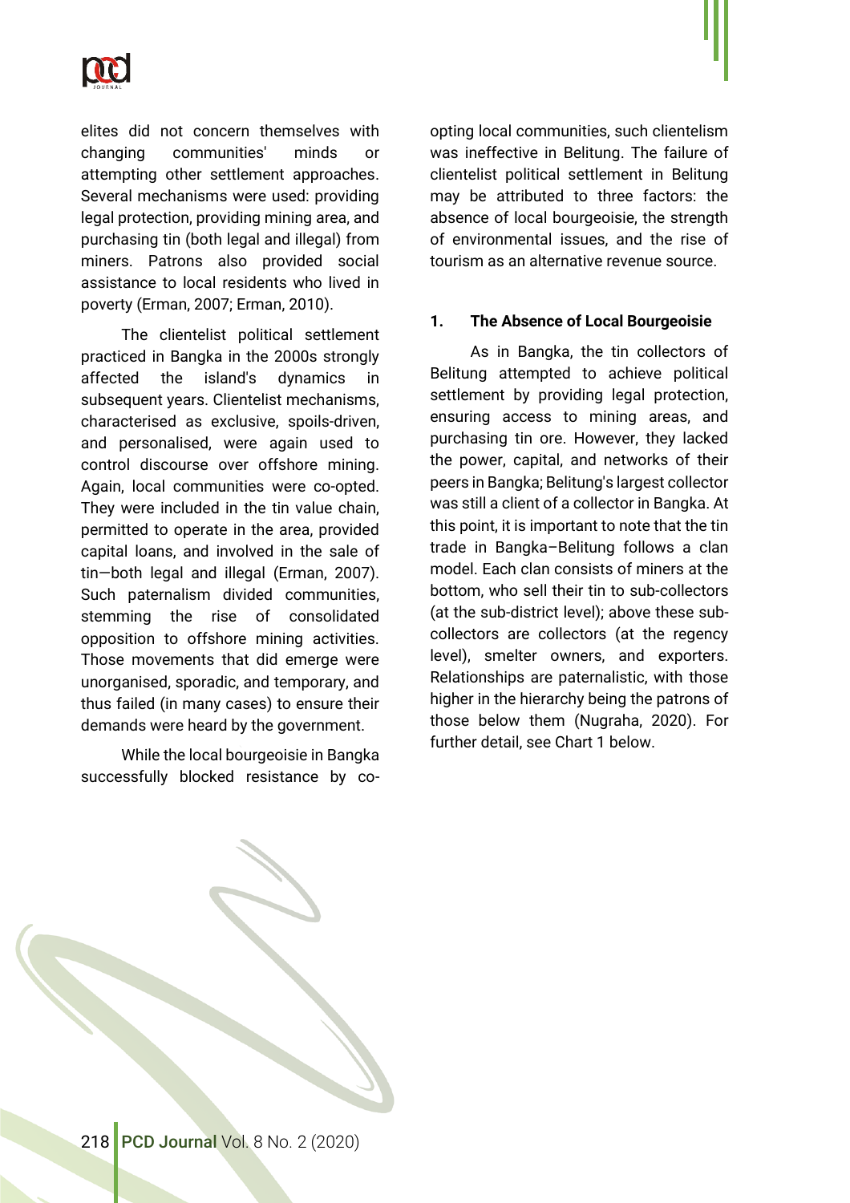elites did not concern themselves with changing communities' minds or attempting other settlement approaches. Several mechanisms were used: providing legal protection, providing mining area, and purchasing tin (both legal and illegal) from miners. Patrons also provided social assistance to local residents who lived in poverty (Erman, 2007; Erman, 2010).

The clientelist political settlement practiced in Bangka in the 2000s strongly affected the island's dynamics in subsequent years. Clientelist mechanisms, characterised as exclusive, spoils-driven, and personalised, were again used to control discourse over offshore mining. Again, local communities were co-opted. They were included in the tin value chain, permitted to operate in the area, provided capital loans, and involved in the sale of tin—both legal and illegal (Erman, 2007). Such paternalism divided communities, stemming the rise of consolidated opposition to offshore mining activities. Those movements that did emerge were unorganised, sporadic, and temporary, and thus failed (in many cases) to ensure their demands were heard by the government.

While the local bourgeoisie in Bangka successfully blocked resistance by co-opting local communities, such clientelism was ineffective in Belitung. The failure of clientelist political settlement in Belitung may be attributed to three factors: the absence of local bourgeoisie, the strength of environmental issues, and the rise of tourism as an alternative revenue source.

### 1. The Absence of Local Bourgeoisie

As in Bangka, the tin collectors of Belitung attempted to achieve political settlement by providing legal protection, ensuring access to mining areas, and purchasing tin ore. However, they lacked the power, capital, and networks of their peers in Bangka; Belitung's largest collector was still a client of a collector in Bangka. At this point, it is important to note that the tin trade in Bangka–Belitung follows a clan model. Each clan consists of miners at the bottom, who sell their tin to sub-collectors (at the sub-district level); above these sub-collectors are collectors (at the regency level), smelter owners, and exporters. Relationships are paternalistic, with those higher in the hierarchy being the patrons of those below them (Nugraha, 2020). For further detail, see Chart 1 below.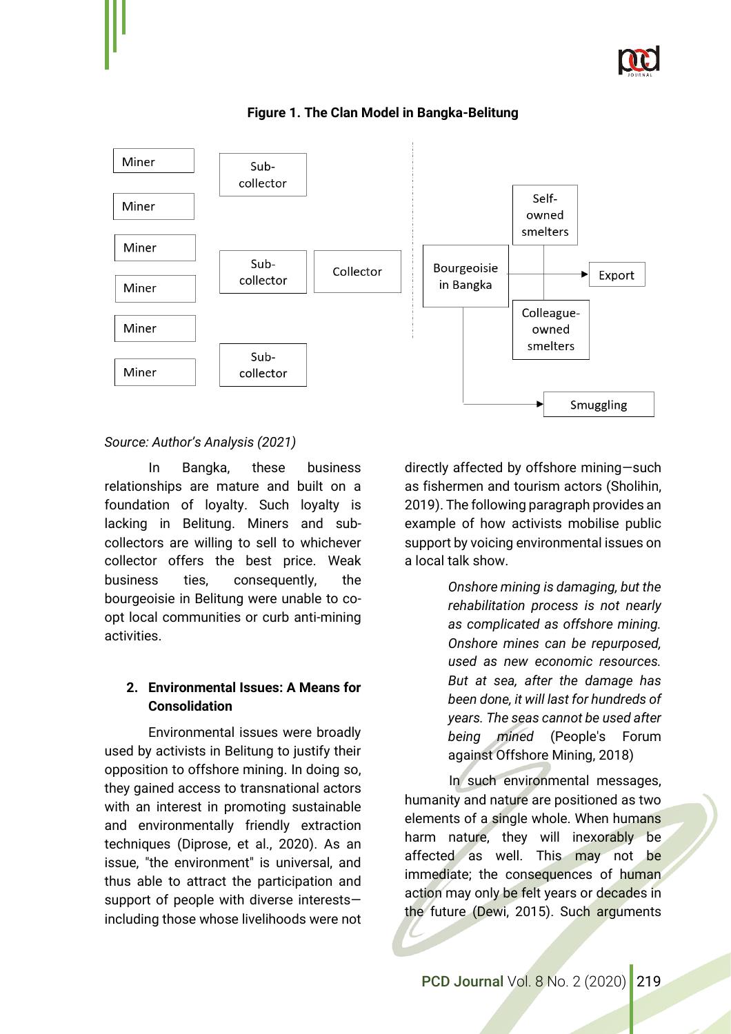**Figure 1. The Clan Model in Bangka-Belitung**

Source: Author's Analysis (2021)

In Bangka, these business relationships are mature and built on a foundation of loyalty. Such loyalty is lacking in Belitung. Miners and sub-collectors are willing to sell to whichever collector offers the best price. Weak business ties, consequently, the bourgeoisie in Belitung were unable to co-opt local communities or curb anti-mining activities.

## 2. Environmental Issues: A Means for Consolidation

Environmental issues were broadly used by activists in Belitung to justify their opposition to offshore mining. In doing so, they gained access to transnational actors with an interest in promoting sustainable and environmentally friendly extraction techniques (Diprose, et al., 2020). As an issue, "the environment" is universal, and thus able to attract the participation and support of people with diverse interests—including those whose livelihoods were not directly affected by offshore mining—such as fishermen and tourism actors (Sholihin, 2019). The following paragraph provides an example of how activists mobilise public support by voicing environmental issues on a local talk show.

> *Onshore mining is damaging, but the rehabilitation process is not nearly as complicated as offshore mining. Onshore mines can be repurposed, used as new economic resources. But at sea, after the damage has been done, it will last for hundreds of years. The seas cannot be used after being mined* (People's Forum against Offshore Mining, 2018)

In such environmental messages, humanity and nature are positioned as two elements of a single whole. When humans harm nature, they will inexorably be affected as well. This may not be immediate; the consequences of human action may only be felt years or decades in the future (Dewi, 2015). Such arguments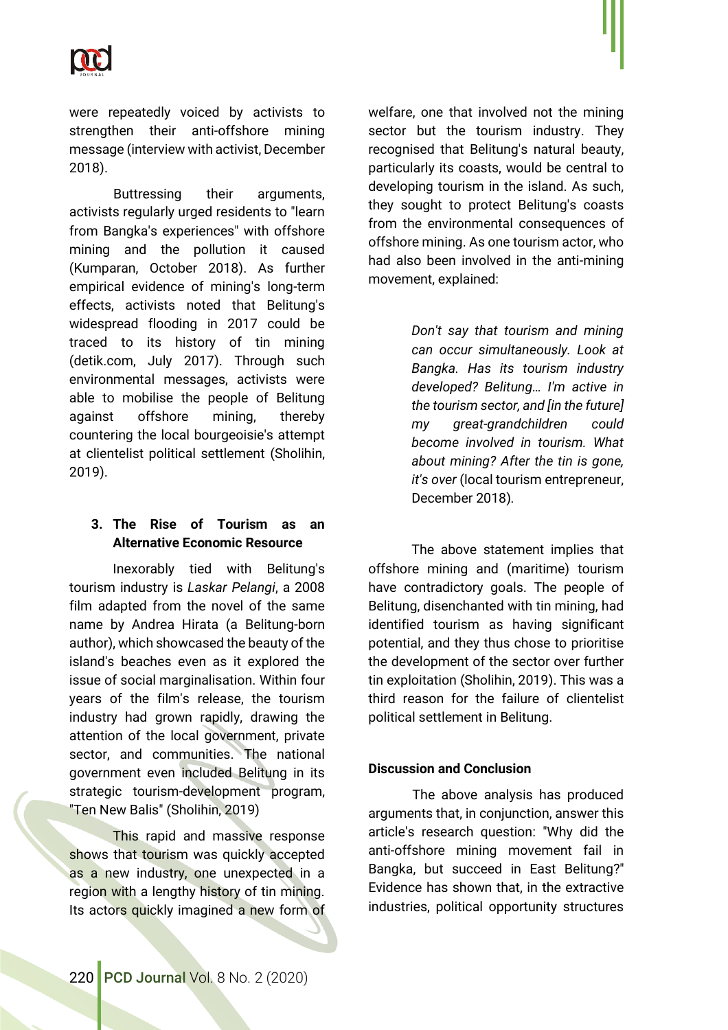were repeatedly voiced by activists to strengthen their anti-offshore mining message (interview with activist, December 2018).

Buttressing their arguments, activists regularly urged residents to "learn from Bangka's experiences" with offshore mining and the pollution it caused (Kumparan, October 2018). As further empirical evidence of mining's long-term effects, activists noted that Belitung's widespread flooding in 2017 could be traced to its history of tin mining (detik.com, July 2017). Through such environmental messages, activists were able to mobilise the people of Belitung against offshore mining, thereby countering the local bourgeoisie's attempt at clientelist political settlement (Sholihin, 2019).

### 3. The Rise of Tourism as an Alternative Economic Resource

Inexorably tied with Belitung's tourism industry is *Laskar Pelangi*, a 2008 film adapted from the novel of the same name by Andrea Hirata (a Belitung-born author), which showcased the beauty of the island's beaches even as it explored the issue of social marginalisation. Within four years of the film's release, the tourism industry had grown rapidly, drawing the attention of the local government, private sector, and communities. The national government even included Belitung in its strategic tourism-development program, "Ten New Balis" (Sholihin, 2019)

This rapid and massive response shows that tourism was quickly accepted as a new industry, one unexpected in a region with a lengthy history of tin mining. Its actors quickly imagined a new form of welfare, one that involved not the mining sector but the tourism industry. They recognised that Belitung's natural beauty, particularly its coasts, would be central to developing tourism in the island. As such, they sought to protect Belitung's coasts from the environmental consequences of offshore mining. As one tourism actor, who had also been involved in the anti-mining movement, explained:

> *Don't say that tourism and mining can occur simultaneously. Look at Bangka. Has its tourism industry developed? Belitung… I'm active in the tourism sector, and [in the future] my great-grandchildren could become involved in tourism. What about mining? After the tin is gone, it's over* (local tourism entrepreneur, December 2018).

The above statement implies that offshore mining and (maritime) tourism have contradictory goals. The people of Belitung, disenchanted with tin mining, had identified tourism as having significant potential, and they thus chose to prioritise the development of the sector over further tin exploitation (Sholihin, 2019). This was a third reason for the failure of clientelist political settlement in Belitung.

## Discussion and Conclusion

The above analysis has produced arguments that, in conjunction, answer this article's research question: "Why did the anti-offshore mining movement fail in Bangka, but succeed in East Belitung?" Evidence has shown that, in the extractive industries, political opportunity structures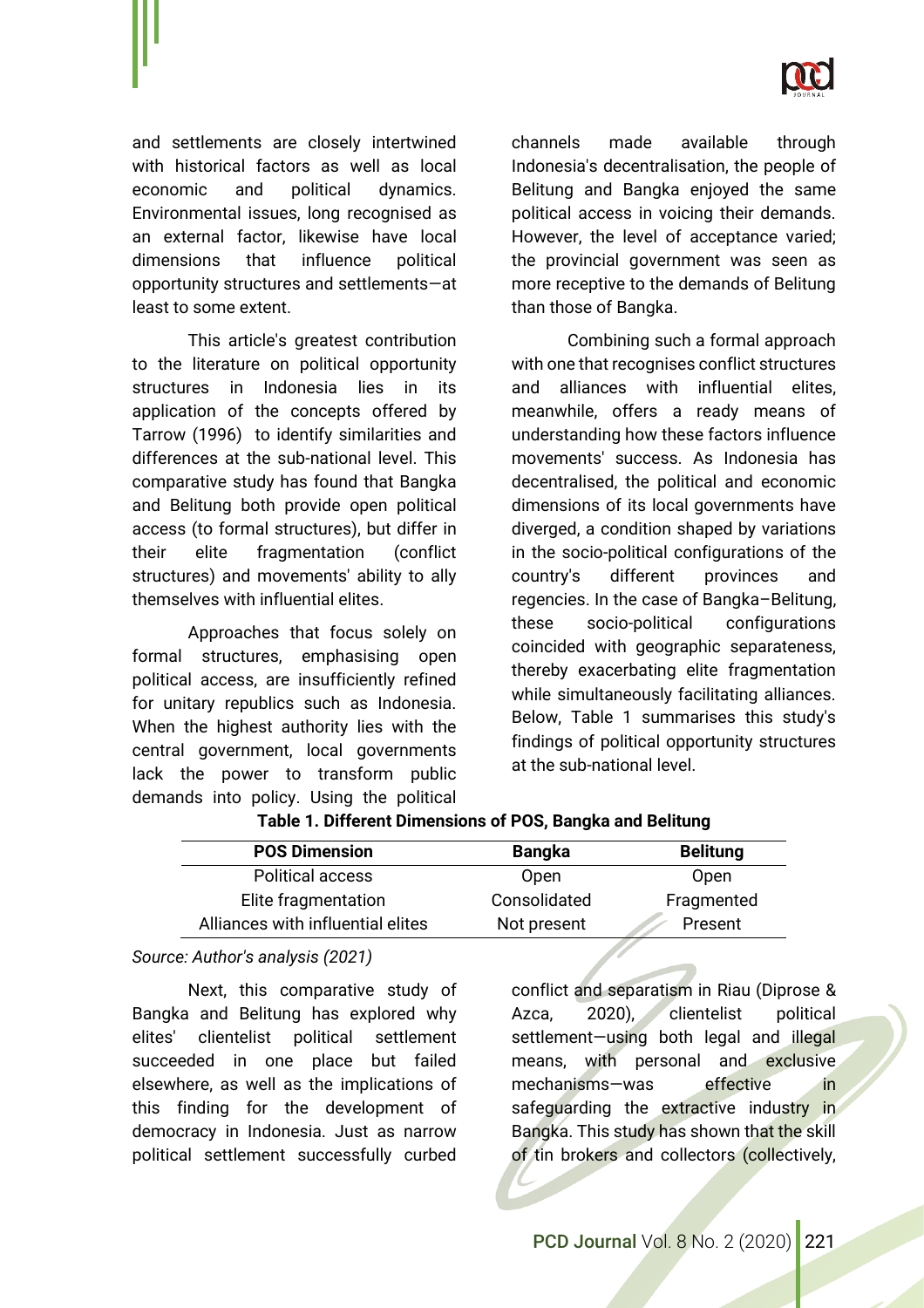and settlements are closely intertwined with historical factors as well as local economic and political dynamics. Environmental issues, long recognised as an external factor, likewise have local dimensions that influence political opportunity structures and settlements—at least to some extent.

This article's greatest contribution to the literature on political opportunity structures in Indonesia lies in its application of the concepts offered by Tarrow (1996) to identify similarities and differences at the sub-national level. This comparative study has found that Bangka and Belitung both provide open political access (to formal structures), but differ in their elite fragmentation (conflict structures) and movements' ability to ally themselves with influential elites.

Approaches that focus solely on formal structures, emphasising open political access, are insufficiently refined for unitary republics such as Indonesia. When the highest authority lies with the central government, local governments lack the power to transform public demands into policy. Using the political channels made available through Indonesia's decentralisation, the people of Belitung and Bangka enjoyed the same political access in voicing their demands. However, the level of acceptance varied; the provincial government was seen as more receptive to the demands of Belitung than those of Bangka.

Combining such a formal approach with one that recognises conflict structures and alliances with influential elites, meanwhile, offers a ready means of understanding how these factors influence movements' success. As Indonesia has decentralised, the political and economic dimensions of its local governments have diverged, a condition shaped by variations in the socio-political configurations of the country's different provinces and regencies. In the case of Bangka–Belitung, these socio-political configurations coincided with geographic separateness, thereby exacerbating elite fragmentation while simultaneously facilitating alliances. Below, Table 1 summarises this study's findings of political opportunity structures at the sub-national level.

**Table 1. Different Dimensions of POS, Bangka and Belitung**

| POS Dimension | Bangka | Belitung |
|---|---|---|
| Political access | Open | Open |
| Elite fragmentation | Consolidated | Fragmented |
| Alliances with influential elites | Not present | Present |

*Source: Author's analysis (2021)*

Next, this comparative study of Bangka and Belitung has explored why elites' clientelist political settlement succeeded in one place but failed elsewhere, as well as the implications of this finding for the development of democracy in Indonesia. Just as narrow political settlement successfully curbed conflict and separatism in Riau (Diprose & Azca, 2020), clientelist political settlement—using both legal and illegal means, with personal and exclusive mechanisms—was effective in safeguarding the extractive industry in Bangka. This study has shown that the skill of tin brokers and collectors (collectively,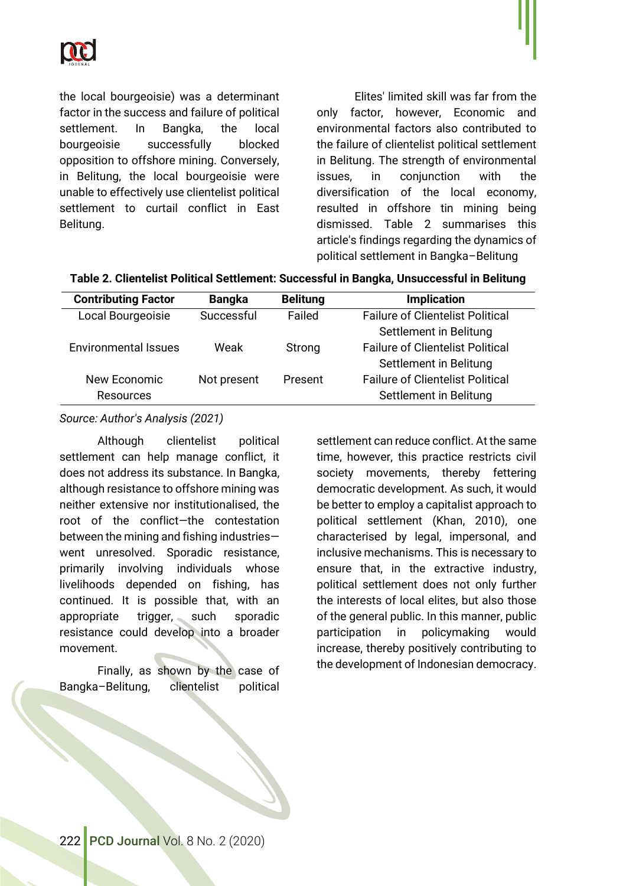the local bourgeoisie) was a determinant factor in the success and failure of political settlement. In Bangka, the local bourgeoisie successfully blocked opposition to offshore mining. Conversely, in Belitung, the local bourgeoisie were unable to effectively use clientelist political settlement to curtail conflict in East Belitung.

Elites' limited skill was far from the only factor, however, Economic and environmental factors also contributed to the failure of clientelist political settlement in Belitung. The strength of environmental issues, in conjunction with the diversification of the local economy, resulted in offshore tin mining being dismissed. Table 2 summarises this article's findings regarding the dynamics of political settlement in Bangka–Belitung

**Table 2. Clientelist Political Settlement: Successful in Bangka, Unsuccessful in Belitung**

| Contributing Factor | Bangka | Belitung | Implication |
|---|---|---|---|
| Local Bourgeoisie | Successful | Failed | Failure of Clientelist Political Settlement in Belitung |
| Environmental Issues | Weak | Strong | Failure of Clientelist Political Settlement in Belitung |
| New Economic Resources | Not present | Present | Failure of Clientelist Political Settlement in Belitung |

*Source: Author's Analysis (2021)*

Although clientelist political settlement can help manage conflict, it does not address its substance. In Bangka, although resistance to offshore mining was neither extensive nor institutionalised, the root of the conflict—the contestation between the mining and fishing industries—went unresolved. Sporadic resistance, primarily involving individuals whose livelihoods depended on fishing, has continued. It is possible that, with an appropriate trigger, such sporadic resistance could develop into a broader movement.

Finally, as shown by the case of Bangka–Belitung, clientelist political settlement can reduce conflict. At the same time, however, this practice restricts civil society movements, thereby fettering democratic development. As such, it would be better to employ a capitalist approach to political settlement (Khan, 2010), one characterised by legal, impersonal, and inclusive mechanisms. This is necessary to ensure that, in the extractive industry, political settlement does not only further the interests of local elites, but also those of the general public. In this manner, public participation in policymaking would increase, thereby positively contributing to the development of Indonesian democracy.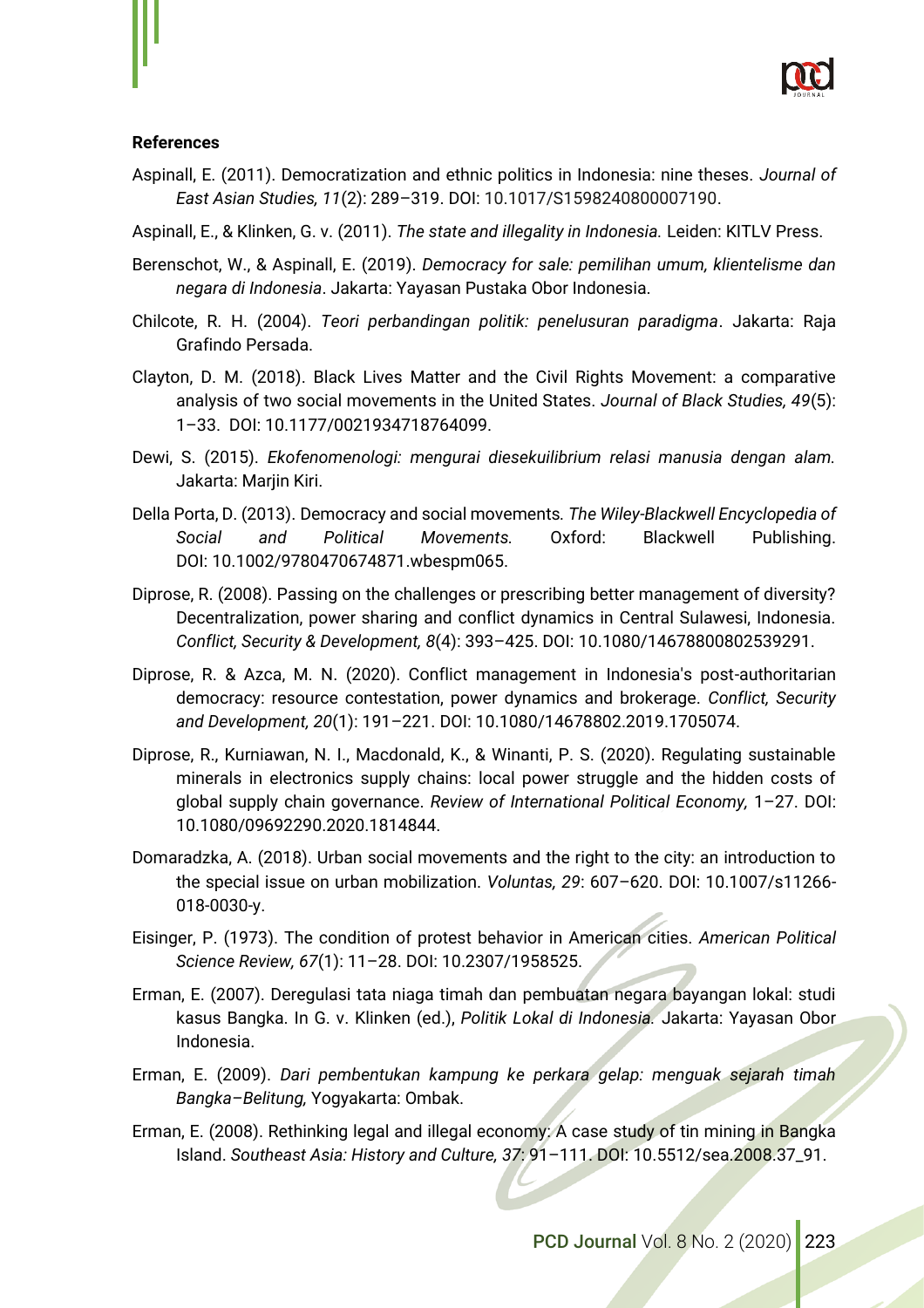**References**

Aspinall, E. (2011). Democratization and ethnic politics in Indonesia: nine theses. *Journal of East Asian Studies, 11*(2): 289–319. DOI: 10.1017/S1598240800007190.

Aspinall, E., & Klinken, G. v. (2011). *The state and illegality in Indonesia.* Leiden: KITLV Press.

Berenschot, W., & Aspinall, E. (2019). *Democracy for sale: pemilihan umum, klientelisme dan negara di Indonesia*. Jakarta: Yayasan Pustaka Obor Indonesia.

Chilcote, R. H. (2004). *Teori perbandingan politik: penelusuran paradigma*. Jakarta: Raja Grafindo Persada.

Clayton, D. M. (2018). Black Lives Matter and the Civil Rights Movement: a comparative analysis of two social movements in the United States. *Journal of Black Studies, 49*(5): 1–33. DOI: 10.1177/0021934718764099.

Dewi, S. (2015). *Ekofenomenologi: mengurai diesekuilibrium relasi manusia dengan alam.* Jakarta: Marjin Kiri.

Della Porta, D. (2013). Democracy and social movements. *The Wiley-Blackwell Encyclopedia of Social and Political Movements.* Oxford: Blackwell Publishing. DOI: 10.1002/9780470674871.wbespm065.

Diprose, R. (2008). Passing on the challenges or prescribing better management of diversity? Decentralization, power sharing and conflict dynamics in Central Sulawesi, Indonesia. *Conflict, Security & Development, 8*(4): 393–425. DOI: 10.1080/14678800802539291.

Diprose, R. & Azca, M. N. (2020). Conflict management in Indonesia's post-authoritarian democracy: resource contestation, power dynamics and brokerage. *Conflict, Security and Development, 20*(1): 191–221. DOI: 10.1080/14678802.2019.1705074.

Diprose, R., Kurniawan, N. I., Macdonald, K., & Winanti, P. S. (2020). Regulating sustainable minerals in electronics supply chains: local power struggle and the hidden costs of global supply chain governance. *Review of International Political Economy,* 1–27. DOI: 10.1080/09692290.2020.1814844.

Domaradzka, A. (2018). Urban social movements and the right to the city: an introduction to the special issue on urban mobilization. *Voluntas, 29*: 607–620. DOI: 10.1007/s11266-018-0030-y.

Eisinger, P. (1973). The condition of protest behavior in American cities. *American Political Science Review, 67*(1): 11–28. DOI: 10.2307/1958525.

Erman, E. (2007). Deregulasi tata niaga timah dan pembuatan negara bayangan lokal: studi kasus Bangka. In G. v. Klinken (ed.), *Politik Lokal di Indonesia.* Jakarta: Yayasan Obor Indonesia.

Erman, E. (2009). *Dari pembentukan kampung ke perkara gelap: menguak sejarah timah Bangka–Belitung,* Yogyakarta: Ombak.

Erman, E. (2008). Rethinking legal and illegal economy: A case study of tin mining in Bangka Island. *Southeast Asia: History and Culture, 37*: 91–111. DOI: 10.5512/sea.2008.37_91.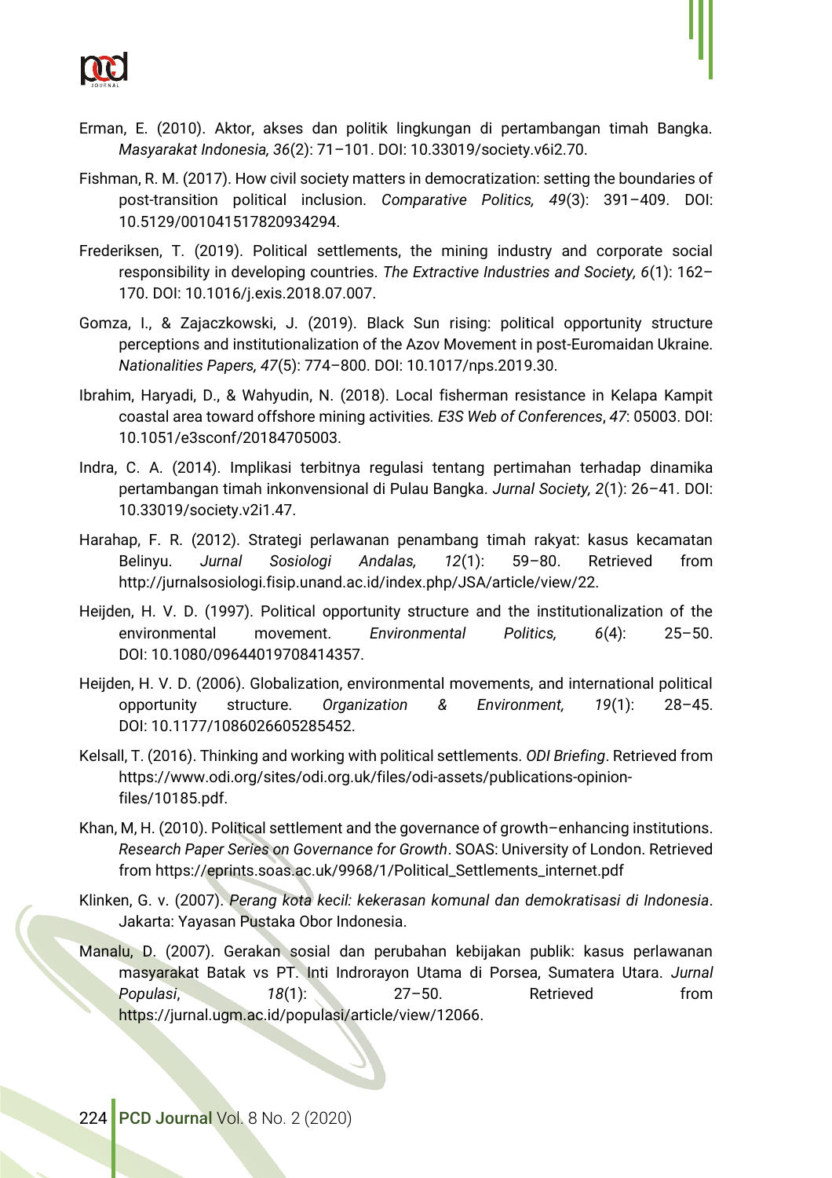Erman, E. (2010). Aktor, akses dan politik lingkungan di pertambangan timah Bangka. *Masyarakat Indonesia, 36*(2): 71–101. DOI: 10.33019/society.v6i2.70.

Fishman, R. M. (2017). How civil society matters in democratization: setting the boundaries of post-transition political inclusion. *Comparative Politics, 49*(3): 391–409. DOI: 10.5129/001041517820934294.

Frederiksen, T. (2019). Political settlements, the mining industry and corporate social responsibility in developing countries. *The Extractive Industries and Society, 6*(1): 162–170. DOI: 10.1016/j.exis.2018.07.007.

Gomza, I., & Zajaczkowski, J. (2019). Black Sun rising: political opportunity structure perceptions and institutionalization of the Azov Movement in post-Euromaidan Ukraine. *Nationalities Papers, 47*(5): 774–800. DOI: 10.1017/nps.2019.30.

Ibrahim, Haryadi, D., & Wahyudin, N. (2018). Local fisherman resistance in Kelapa Kampit coastal area toward offshore mining activities. *E3S Web of Conferences*, *47*: 05003. DOI: 10.1051/e3sconf/20184705003.

Indra, C. A. (2014). Implikasi terbitnya regulasi tentang pertimahan terhadap dinamika pertambangan timah inkonvensional di Pulau Bangka. *Jurnal Society, 2*(1): 26–41. DOI: 10.33019/society.v2i1.47.

Harahap, F. R. (2012). Strategi perlawanan penambang timah rakyat: kasus kecamatan Belinyu. *Jurnal Sosiologi Andalas, 12*(1): 59–80. Retrieved from http://jurnalsosiologi.fisip.unand.ac.id/index.php/JSA/article/view/22.

Heijden, H. V. D. (1997). Political opportunity structure and the institutionalization of the environmental movement. *Environmental Politics, 6*(4): 25–50. DOI: 10.1080/09644019708414357.

Heijden, H. V. D. (2006). Globalization, environmental movements, and international political opportunity structure. *Organization & Environment, 19*(1): 28–45. DOI: 10.1177/1086026605285452.

Kelsall, T. (2016). Thinking and working with political settlements. *ODI Briefing*. Retrieved from https://www.odi.org/sites/odi.org.uk/files/odi-assets/publications-opinion-files/10185.pdf.

Khan, M, H. (2010). Political settlement and the governance of growth–enhancing institutions. *Research Paper Series on Governance for Growth*. SOAS: University of London. Retrieved from https://eprints.soas.ac.uk/9968/1/Political_Settlements_internet.pdf

Klinken, G. v. (2007). *Perang kota kecil: kekerasan komunal dan demokratisasi di Indonesia*. Jakarta: Yayasan Pustaka Obor Indonesia.

Manalu, D. (2007). Gerakan sosial dan perubahan kebijakan publik: kasus perlawanan masyarakat Batak vs PT. Inti Indrorayon Utama di Porsea, Sumatera Utara. *Jurnal Populasi*, *18*(1): 27–50. Retrieved from https://jurnal.ugm.ac.id/populasi/article/view/12066.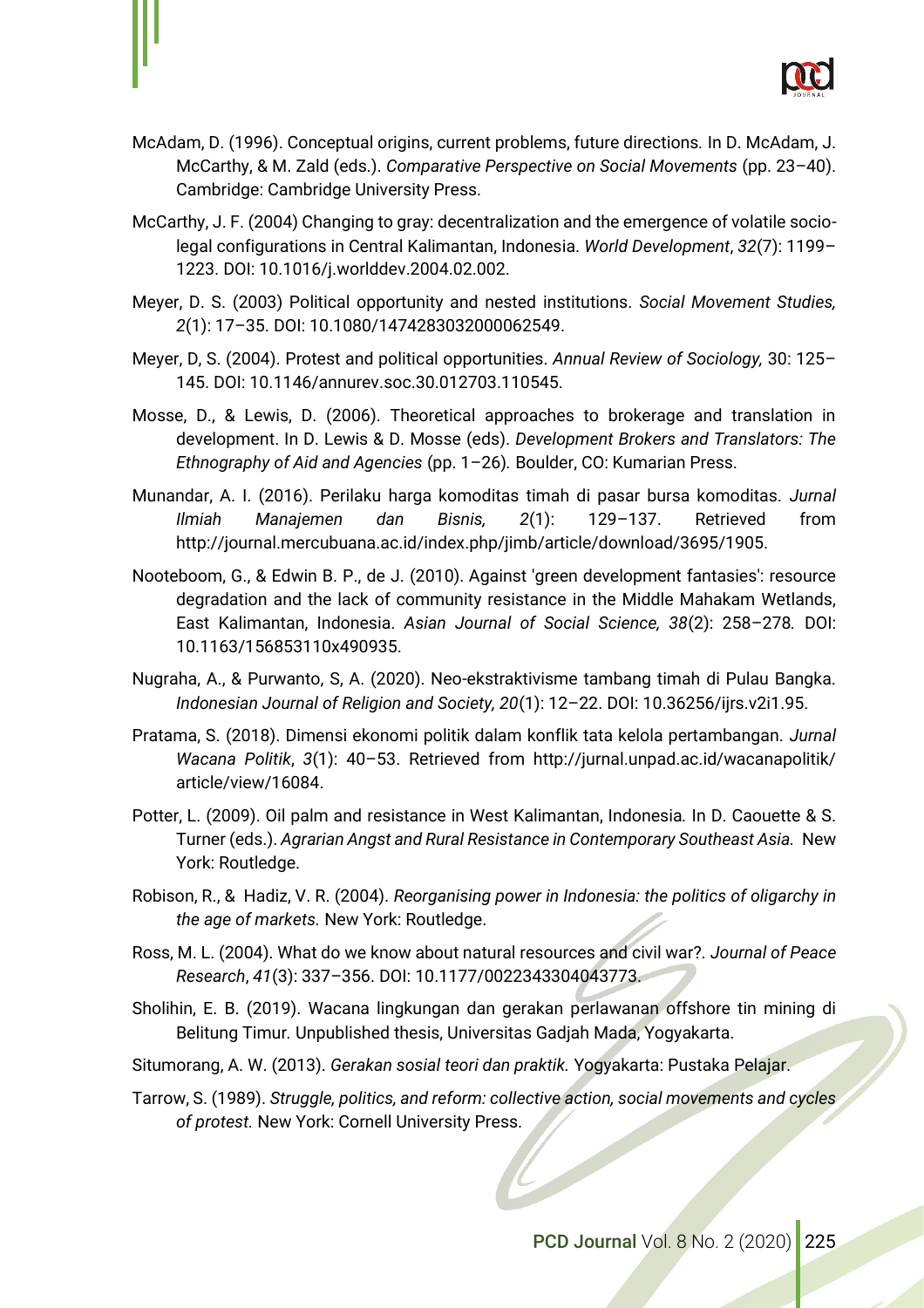McAdam, D. (1996). Conceptual origins, current problems, future directions. In D. McAdam, J. McCarthy, & M. Zald (eds.). *Comparative Perspective on Social Movements* (pp. 23–40). Cambridge: Cambridge University Press.

McCarthy, J. F. (2004) Changing to gray: decentralization and the emergence of volatile socio-legal configurations in Central Kalimantan, Indonesia. *World Development*, *32*(7): 1199–1223. DOI: 10.1016/j.worlddev.2004.02.002.

Meyer, D. S. (2003) Political opportunity and nested institutions. *Social Movement Studies, 2*(1): 17–35. DOI: 10.1080/1474283032000062549.

Meyer, D, S. (2004). Protest and political opportunities. *Annual Review of Sociology,* 30: 125–145. DOI: 10.1146/annurev.soc.30.012703.110545.

Mosse, D., & Lewis, D. (2006). Theoretical approaches to brokerage and translation in development. In D. Lewis & D. Mosse (eds). *Development Brokers and Translators: The Ethnography of Aid and Agencies* (pp. 1–26). Boulder, CO: Kumarian Press.

Munandar, A. I. (2016). Perilaku harga komoditas timah di pasar bursa komoditas. *Jurnal Ilmiah Manajemen dan Bisnis, 2*(1): 129–137. Retrieved from http://journal.mercubuana.ac.id/index.php/jimb/article/download/3695/1905.

Nooteboom, G., & Edwin B. P., de J. (2010). Against 'green development fantasies': resource degradation and the lack of community resistance in the Middle Mahakam Wetlands, East Kalimantan, Indonesia. *Asian Journal of Social Science, 38*(2): 258–278. DOI: 10.1163/156853110x490935.

Nugraha, A., & Purwanto, S, A. (2020). Neo-ekstraktivisme tambang timah di Pulau Bangka. *Indonesian Journal of Religion and Society, 20*(1): 12–22. DOI: 10.36256/ijrs.v2i1.95.

Pratama, S. (2018). Dimensi ekonomi politik dalam konflik tata kelola pertambangan. *Jurnal Wacana Politik*, *3*(1): 40–53. Retrieved from http://jurnal.unpad.ac.id/wacanapolitik/article/view/16084.

Potter, L. (2009). Oil palm and resistance in West Kalimantan, Indonesia. In D. Caouette & S. Turner (eds.). *Agrarian Angst and Rural Resistance in Contemporary Southeast Asia.* New York: Routledge.

Robison, R., & Hadiz, V. R. (2004). *Reorganising power in Indonesia: the politics of oligarchy in the age of markets.* New York: Routledge.

Ross, M. L. (2004). What do we know about natural resources and civil war?. *Journal of Peace Research*, *41*(3): 337–356. DOI: 10.1177/0022343304043773.

Sholihin, E. B. (2019). Wacana lingkungan dan gerakan perlawanan offshore tin mining di Belitung Timur. Unpublished thesis, Universitas Gadjah Mada, Yogyakarta.

Situmorang, A. W. (2013). *Gerakan sosial teori dan praktik.* Yogyakarta: Pustaka Pelajar.

Tarrow, S. (1989). *Struggle, politics, and reform: collective action, social movements and cycles of protest.* New York: Cornell University Press.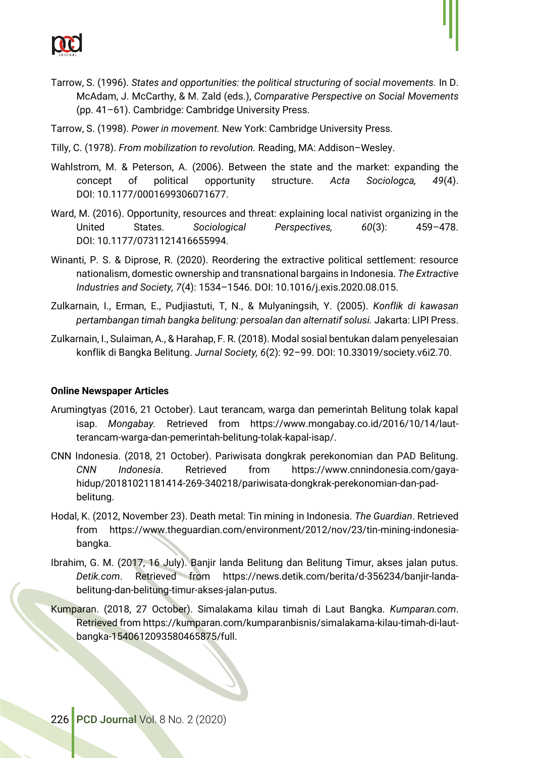Tarrow, S. (1996). *States and opportunities: the political structuring of social movements.* In D. McAdam, J. McCarthy, & M. Zald (eds.), *Comparative Perspective on Social Movements* (pp. 41–61). Cambridge: Cambridge University Press.

Tarrow, S. (1998). *Power in movement.* New York: Cambridge University Press.

Tilly, C. (1978). *From mobilization to revolution.* Reading, MA: Addison–Wesley.

Wahlstrom, M. & Peterson, A. (2006). Between the state and the market: expanding the concept of political opportunity structure. *Acta Sociologca, 49*(4). DOI: 10.1177/0001699306071677.

Ward, M. (2016). Opportunity, resources and threat: explaining local nativist organizing in the United States. *Sociological Perspectives, 60*(3): 459–478. DOI: 10.1177/0731121416655994.

Winanti, P. S. & Diprose, R. (2020). Reordering the extractive political settlement: resource nationalism, domestic ownership and transnational bargains in Indonesia. *The Extractive Industries and Society, 7*(4): 1534–1546. DOI: 10.1016/j.exis.2020.08.015.

Zulkarnain, I., Erman, E., Pudjiastuti, T, N., & Mulyaningsih, Y. (2005). *Konflik di kawasan pertambangan timah bangka belitung: persoalan dan alternatif solusi.* Jakarta: LIPI Press.

Zulkarnain, I., Sulaiman, A., & Harahap, F. R. (2018). Modal sosial bentukan dalam penyelesaian konflik di Bangka Belitung. *Jurnal Society, 6*(2): 92–99. DOI: 10.33019/society.v6i2.70.

**Online Newspaper Articles**

Arumingtyas (2016, 21 October). Laut terancam, warga dan pemerintah Belitung tolak kapal isap. *Mongabay*. Retrieved from https://www.mongabay.co.id/2016/10/14/laut-terancam-warga-dan-pemerintah-belitung-tolak-kapal-isap/.

CNN Indonesia. (2018, 21 October). Pariwisata dongkrak perekonomian dan PAD Belitung. *CNN Indonesia*. Retrieved from https://www.cnnindonesia.com/gaya-hidup/20181021181414-269-340218/pariwisata-dongkrak-perekonomian-dan-pad-belitung.

Hodal, K. (2012, November 23). Death metal: Tin mining in Indonesia. *The Guardian*. Retrieved from https://www.theguardian.com/environment/2012/nov/23/tin-mining-indonesia-bangka.

Ibrahim, G. M. (2017, 16 July). Banjir landa Belitung dan Belitung Timur, akses jalan putus. *Detik.com*. Retrieved from https://news.detik.com/berita/d-356234/banjir-landa-belitung-dan-belitung-timur-akses-jalan-putus.

Kumparan. (2018, 27 October). Simalakama kilau timah di Laut Bangka. *Kumparan.com*. Retrieved from https://kumparan.com/kumparanbisnis/simalakama-kilau-timah-di-laut-bangka-1540612093580465875/full.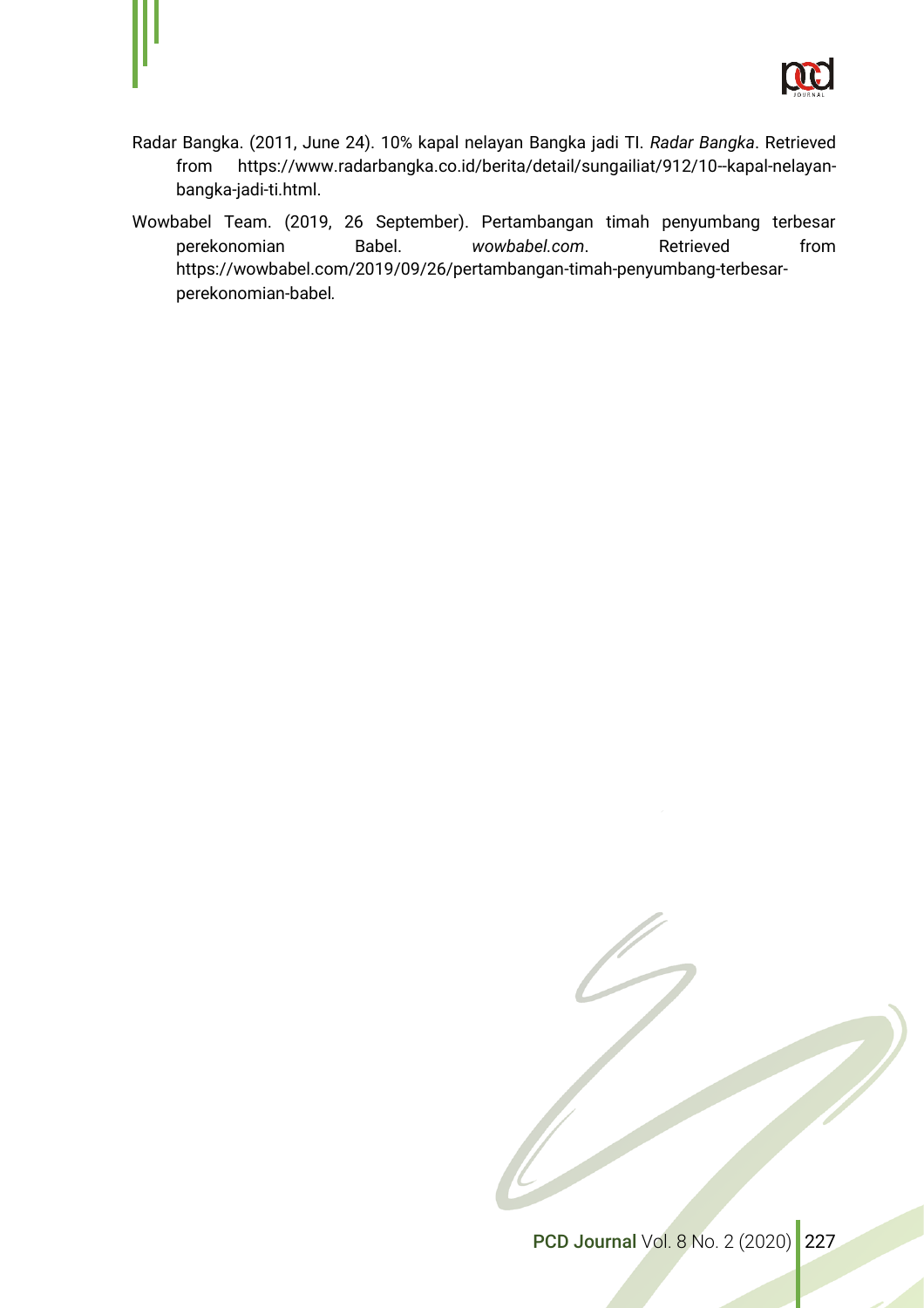Radar Bangka. (2011, June 24). 10% kapal nelayan Bangka jadi TI. *Radar Bangka*. Retrieved from https://www.radarbangka.co.id/berita/detail/sungailiat/912/10--kapal-nelayan-bangka-jadi-ti.html.

Wowbabel Team. (2019, 26 September). Pertambangan timah penyumbang terbesar perekonomian Babel. *wowbabel.com*. Retrieved from https://wowbabel.com/2019/09/26/pertambangan-timah-penyumbang-terbesar-perekonomian-babel.